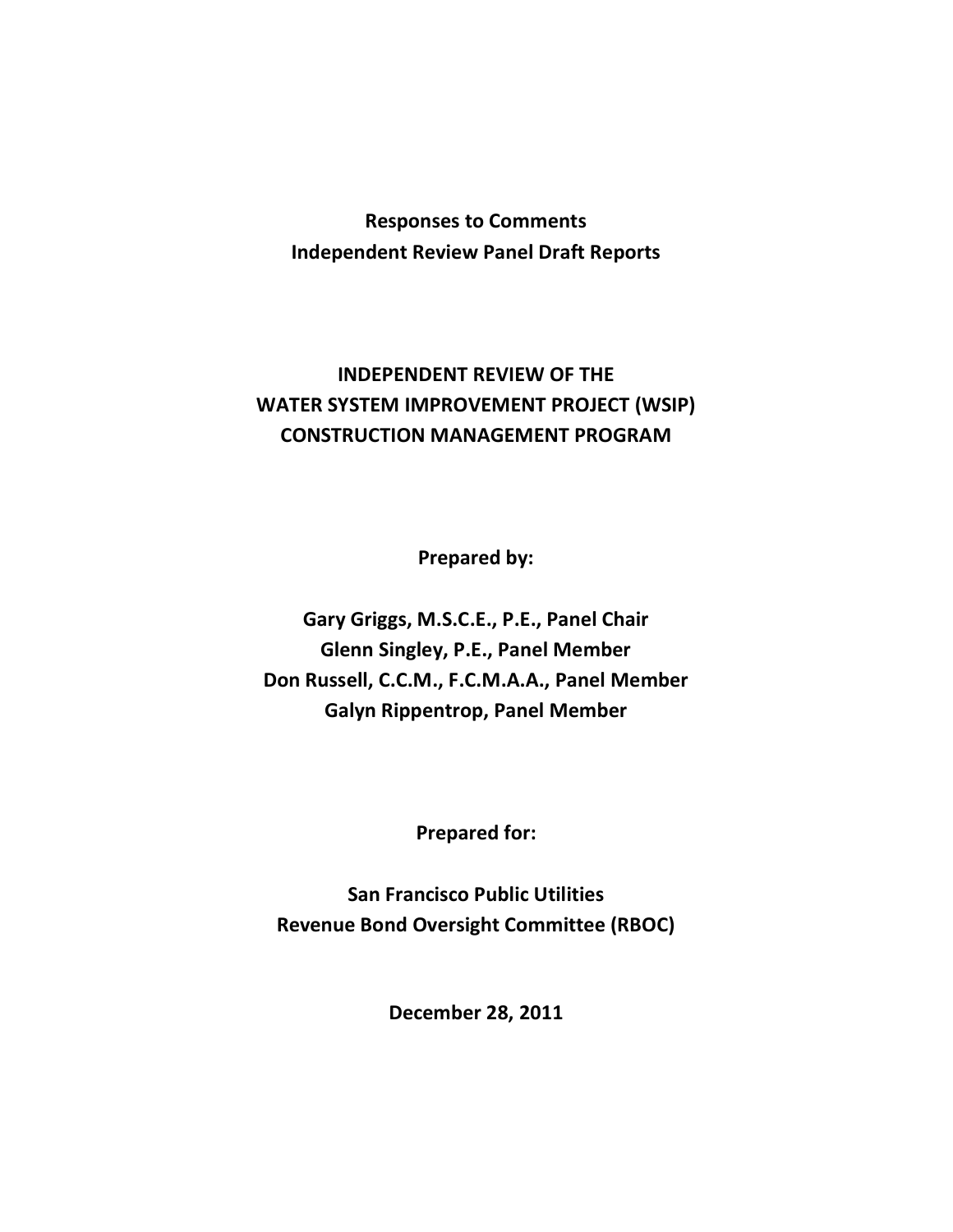**Responses to Comments**
**Independent Review Panel Draft Reports**

# INDEPENDENT REVIEW OF THE WATER SYSTEM IMPROVEMENT PROJECT (WSIP) CONSTRUCTION MANAGEMENT PROGRAM

**Prepared by:**

**Gary Griggs, M.S.C.E., P.E., Panel Chair**
**Glenn Singley, P.E., Panel Member**
**Don Russell, C.C.M., F.C.M.A.A., Panel Member**
**Galyn Rippentrop, Panel Member**

**Prepared for:**

**San Francisco Public Utilities**
**Revenue Bond Oversight Committee (RBOC)**

**December 28, 2011**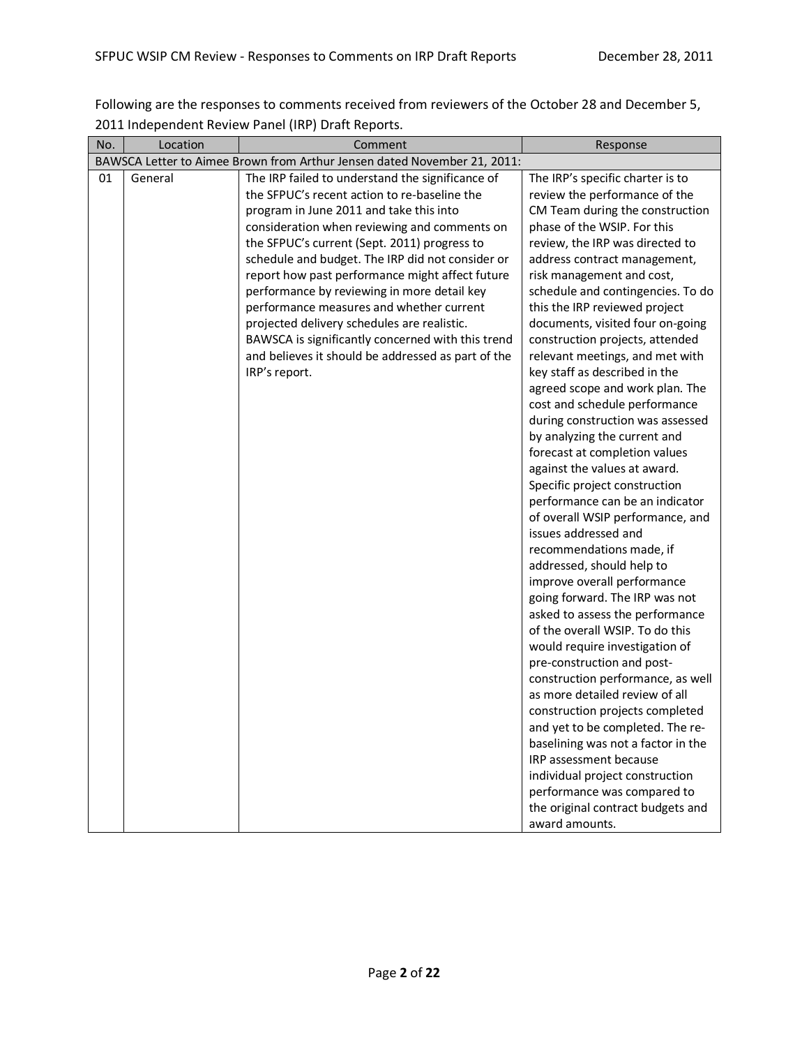Following are the responses to comments received from reviewers of the October 28 and December 5, 2011 Independent Review Panel (IRP) Draft Reports.

| No. | Location | Comment | Response |
|---|---|---|---|
| BAWSCA Letter to Aimee Brown from Arthur Jensen dated November 21, 2011: | | | |
| 01 | General | The IRP failed to understand the significance of the SFPUC's recent action to re-baseline the program in June 2011 and take this into consideration when reviewing and comments on the SFPUC's current (Sept. 2011) progress to schedule and budget. The IRP did not consider or report how past performance might affect future performance by reviewing in more detail key performance measures and whether current projected delivery schedules are realistic. BAWSCA is significantly concerned with this trend and believes it should be addressed as part of the IRP's report. | The IRP's specific charter is to review the performance of the CM Team during the construction phase of the WSIP. For this review, the IRP was directed to address contract management, risk management and cost, schedule and contingencies. To do this the IRP reviewed project documents, visited four on-going construction projects, attended relevant meetings, and met with key staff as described in the agreed scope and work plan. The cost and schedule performance during construction was assessed by analyzing the current and forecast at completion values against the values at award. Specific project construction performance can be an indicator of overall WSIP performance, and issues addressed and recommendations made, if addressed, should help to improve overall performance going forward. The IRP was not asked to assess the performance of the overall WSIP. To do this would require investigation of pre-construction and post-construction performance, as well as more detailed review of all construction projects completed and yet to be completed. The re-baselining was not a factor in the IRP assessment because individual project construction performance was compared to the original contract budgets and award amounts. |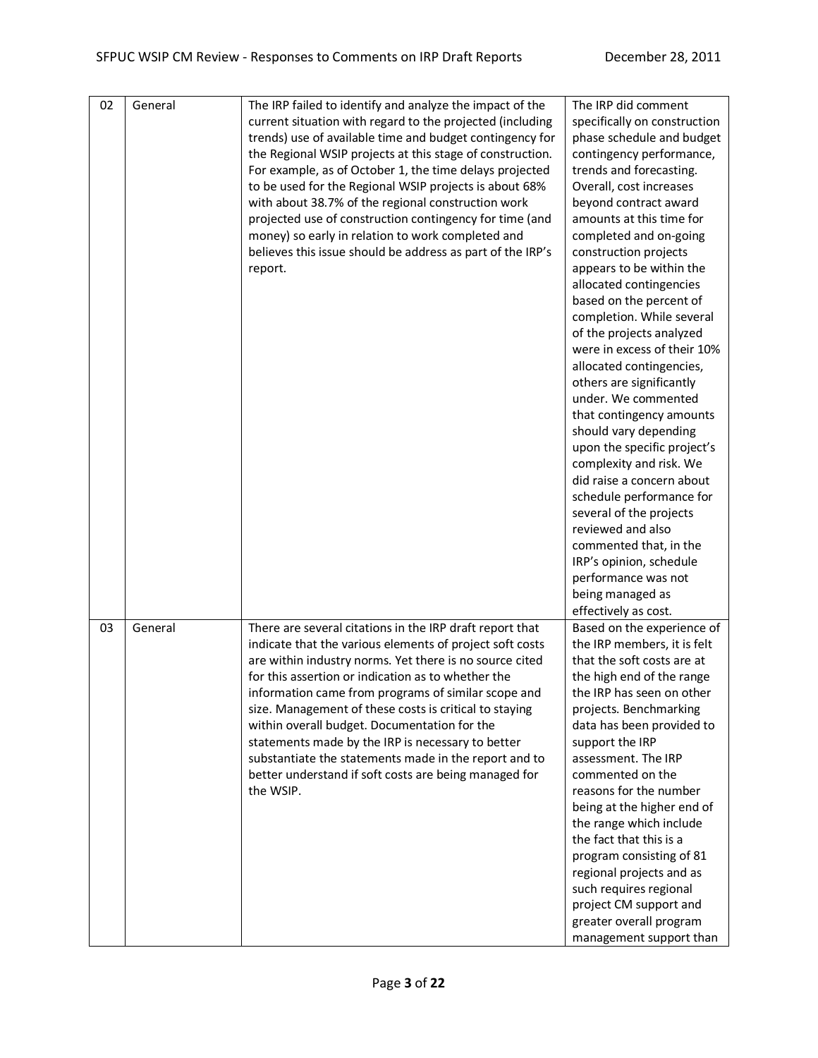| | | | |
|---|---|---|---|
| 02 | General | The IRP failed to identify and analyze the impact of the current situation with regard to the projected (including trends) use of available time and budget contingency for the Regional WSIP projects at this stage of construction. For example, as of October 1, the time delays projected to be used for the Regional WSIP projects is about 68% with about 38.7% of the regional construction work projected use of construction contingency for time (and money) so early in relation to work completed and believes this issue should be address as part of the IRP's report. | The IRP did comment specifically on construction phase schedule and budget contingency performance, trends and forecasting. Overall, cost increases beyond contract award amounts at this time for completed and on-going construction projects appears to be within the allocated contingencies based on the percent of completion. While several of the projects analyzed were in excess of their 10% allocated contingencies, others are significantly under. We commented that contingency amounts should vary depending upon the specific project's complexity and risk. We did raise a concern about schedule performance for several of the projects reviewed and also commented that, in the IRP's opinion, schedule performance was not being managed as effectively as cost. |
| 03 | General | There are several citations in the IRP draft report that indicate that the various elements of project soft costs are within industry norms. Yet there is no source cited for this assertion or indication as to whether the information came from programs of similar scope and size. Management of these costs is critical to staying within overall budget. Documentation for the statements made by the IRP is necessary to better substantiate the statements made in the report and to better understand if soft costs are being managed for the WSIP. | Based on the experience of the IRP members, it is felt that the soft costs are at the high end of the range the IRP has seen on other projects. Benchmarking data has been provided to support the IRP assessment. The IRP commented on the reasons for the number being at the higher end of the range which include the fact that this is a program consisting of 81 regional projects and as such requires regional project CM support and greater overall program management support than |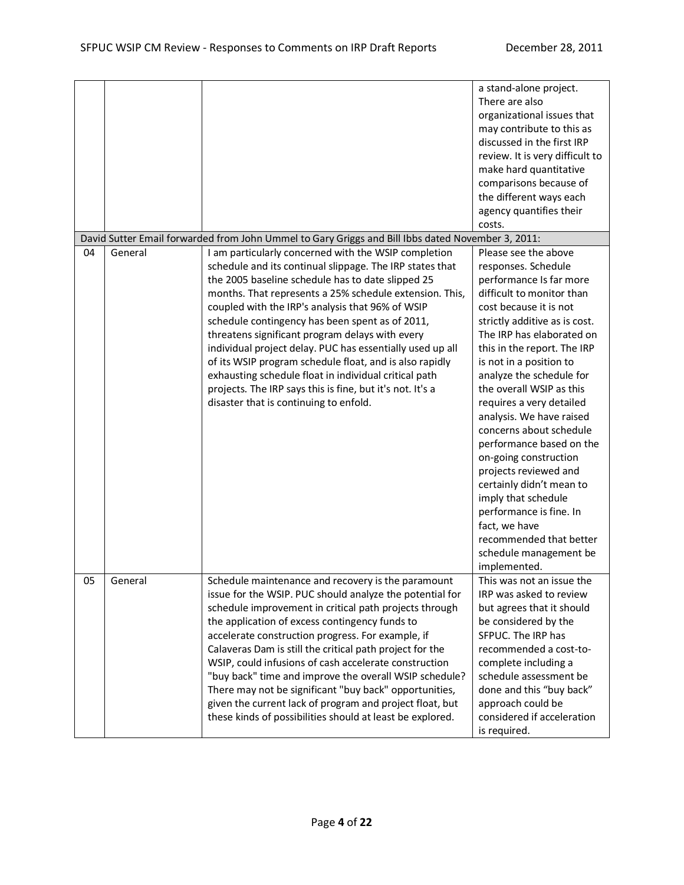| | | | |
|---|---|---|---|
| | | | a stand-alone project. There are also organizational issues that may contribute to this as discussed in the first IRP review. It is very difficult to make hard quantitative comparisons because of the different ways each agency quantifies their costs. |
| David Sutter Email forwarded from John Ummel to Gary Griggs and Bill Ibbs dated November 3, 2011: | | | |
| 04 | General | I am particularly concerned with the WSIP completion schedule and its continual slippage. The IRP states that the 2005 baseline schedule has to date slipped 25 months. That represents a 25% schedule extension. This, coupled with the IRP's analysis that 96% of WSIP schedule contingency has been spent as of 2011, threatens significant program delays with every individual project delay. PUC has essentially used up all of its WSIP program schedule float, and is also rapidly exhausting schedule float in individual critical path projects. The IRP says this is fine, but it's not. It's a disaster that is continuing to enfold. | Please see the above responses. Schedule performance Is far more difficult to monitor than cost because it is not strictly additive as is cost. The IRP has elaborated on this in the report. The IRP is not in a position to analyze the schedule for the overall WSIP as this requires a very detailed analysis. We have raised concerns about schedule performance based on the on-going construction projects reviewed and certainly didn't mean to imply that schedule performance is fine. In fact, we have recommended that better schedule management be implemented. |
| 05 | General | Schedule maintenance and recovery is the paramount issue for the WSIP. PUC should analyze the potential for schedule improvement in critical path projects through the application of excess contingency funds to accelerate construction progress. For example, if Calaveras Dam is still the critical path project for the WSIP, could infusions of cash accelerate construction "buy back" time and improve the overall WSIP schedule? There may not be significant "buy back" opportunities, given the current lack of program and project float, but these kinds of possibilities should at least be explored. | This was not an issue the IRP was asked to review but agrees that it should be considered by the SFPUC. The IRP has recommended a cost-to-complete including a schedule assessment be done and this "buy back" approach could be considered if acceleration is required. |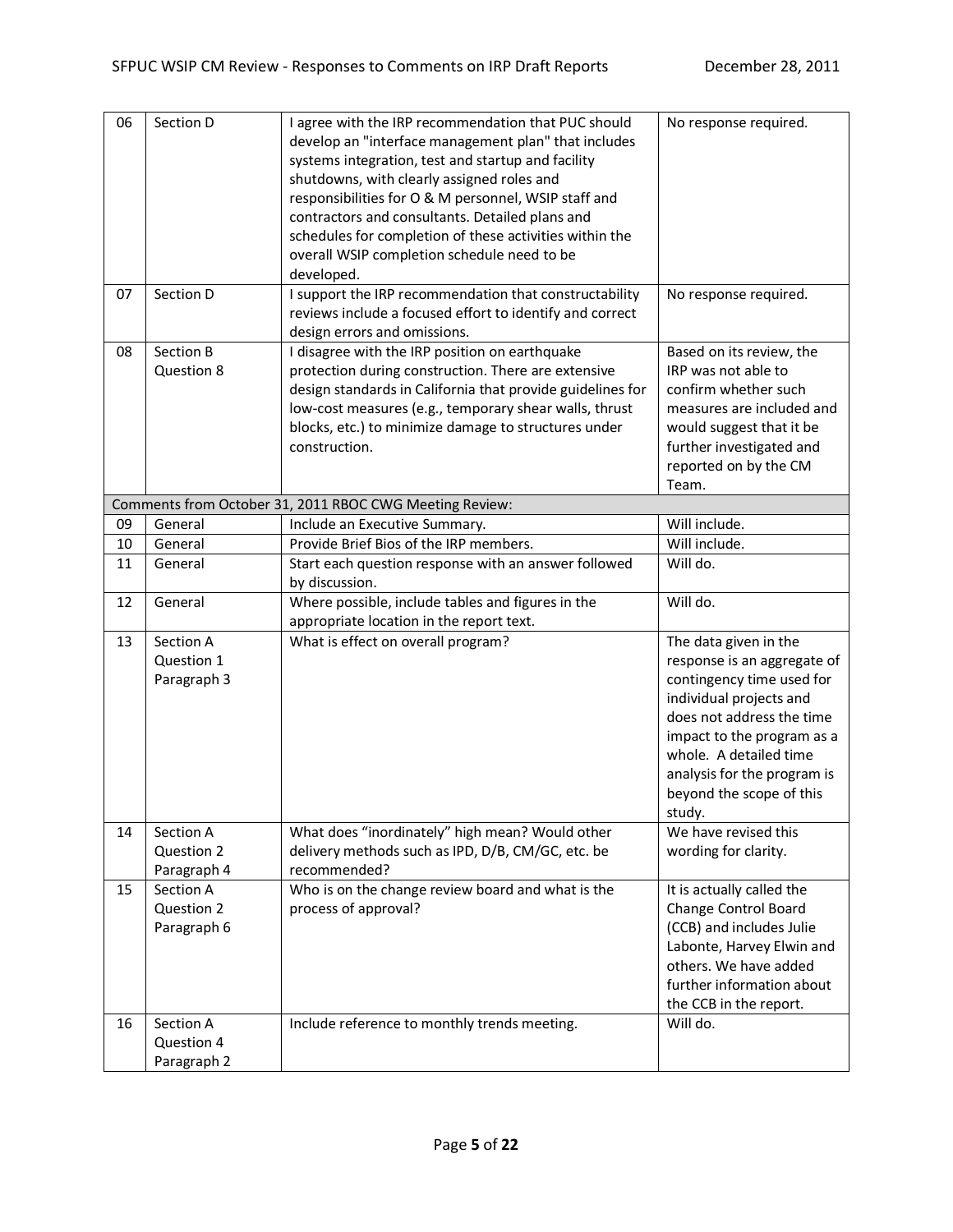| 06 | Section D | I agree with the IRP recommendation that PUC should develop an "interface management plan" that includes systems integration, test and startup and facility shutdowns, with clearly assigned roles and responsibilities for O & M personnel, WSIP staff and contractors and consultants. Detailed plans and schedules for completion of these activities within the overall WSIP completion schedule need to be developed. | No response required. |
|---|---|---|---|
| 07 | Section D | I support the IRP recommendation that constructability reviews include a focused effort to identify and correct design errors and omissions. | No response required. |
| 08 | Section B Question 8 | I disagree with the IRP position on earthquake protection during construction. There are extensive design standards in California that provide guidelines for low-cost measures (e.g., temporary shear walls, thrust blocks, etc.) to minimize damage to structures under construction. | Based on its review, the IRP was not able to confirm whether such measures are included and would suggest that it be further investigated and reported on by the CM Team. |
| Comments from October 31, 2011 RBOC CWG Meeting Review: | | | |
| 09 | General | Include an Executive Summary. | Will include. |
| 10 | General | Provide Brief Bios of the IRP members. | Will include. |
| 11 | General | Start each question response with an answer followed by discussion. | Will do. |
| 12 | General | Where possible, include tables and figures in the appropriate location in the report text. | Will do. |
| 13 | Section A Question 1 Paragraph 3 | What is effect on overall program? | The data given in the response is an aggregate of contingency time used for individual projects and does not address the time impact to the program as a whole. A detailed time analysis for the program is beyond the scope of this study. |
| 14 | Section A Question 2 Paragraph 4 | What does "inordinately" high mean? Would other delivery methods such as IPD, D/B, CM/GC, etc. be recommended? | We have revised this wording for clarity. |
| 15 | Section A Question 2 Paragraph 6 | Who is on the change review board and what is the process of approval? | It is actually called the Change Control Board (CCB) and includes Julie Labonte, Harvey Elwin and others. We have added further information about the CCB in the report. |
| 16 | Section A Question 4 Paragraph 2 | Include reference to monthly trends meeting. | Will do. |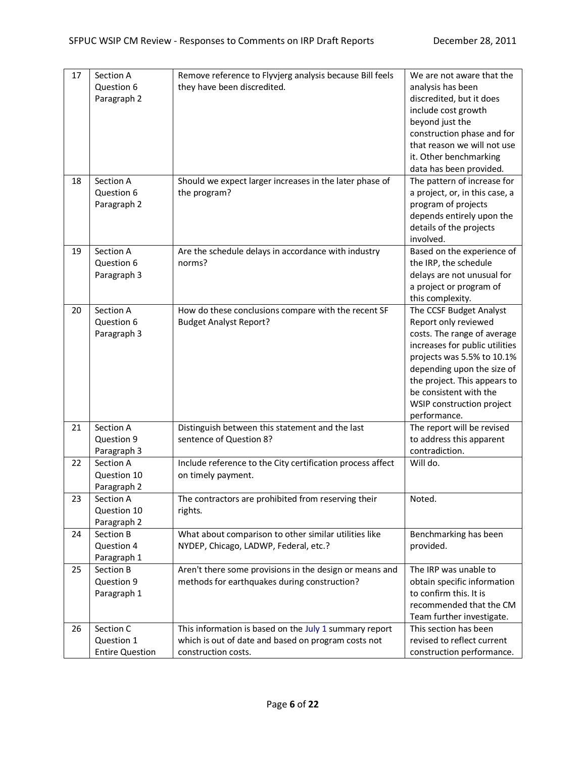| 17 | Section A Question 6 Paragraph 2 | Remove reference to Flyvjerg analysis because Bill feels they have been discredited. | We are not aware that the analysis has been discredited, but it does include cost growth beyond just the construction phase and for that reason we will not use it. Other benchmarking data has been provided. |
|---|---|---|---|
| 18 | Section A Question 6 Paragraph 2 | Should we expect larger increases in the later phase of the program? | The pattern of increase for a project, or, in this case, a program of projects depends entirely upon the details of the projects involved. |
| 19 | Section A Question 6 Paragraph 3 | Are the schedule delays in accordance with industry norms? | Based on the experience of the IRP, the schedule delays are not unusual for a project or program of this complexity. |
| 20 | Section A Question 6 Paragraph 3 | How do these conclusions compare with the recent SF Budget Analyst Report? | The CCSF Budget Analyst Report only reviewed costs. The range of average increases for public utilities projects was 5.5% to 10.1% depending upon the size of the project. This appears to be consistent with the WSIP construction project performance. |
| 21 | Section A Question 9 Paragraph 3 | Distinguish between this statement and the last sentence of Question 8? | The report will be revised to address this apparent contradiction. |
| 22 | Section A Question 10 Paragraph 2 | Include reference to the City certification process affect on timely payment. | Will do. |
| 23 | Section A Question 10 Paragraph 2 | The contractors are prohibited from reserving their rights. | Noted. |
| 24 | Section B Question 4 Paragraph 1 | What about comparison to other similar utilities like NYDEP, Chicago, LADWP, Federal, etc.? | Benchmarking has been provided. |
| 25 | Section B Question 9 Paragraph 1 | Aren't there some provisions in the design or means and methods for earthquakes during construction? | The IRP was unable to obtain specific information to confirm this. It is recommended that the CM Team further investigate. |
| 26 | Section C Question 1 Entire Question | This information is based on the July 1 summary report which is out of date and based on program costs not construction costs. | This section has been revised to reflect current construction performance. |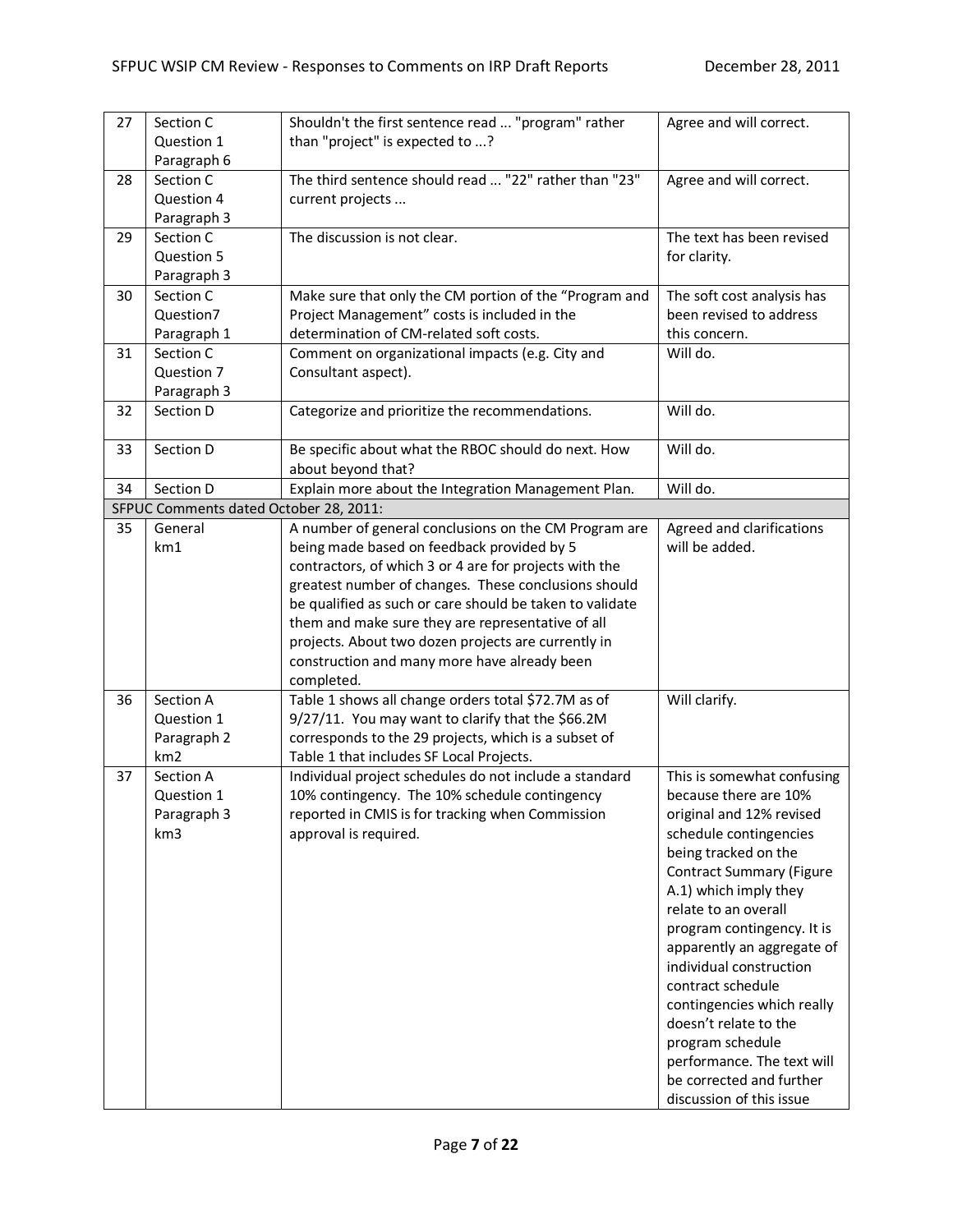| | | | |
|---|---|---|---|
| 27 | Section C Question 1 Paragraph 6 | Shouldn't the first sentence read ... "program" rather than "project" is expected to ...? | Agree and will correct. |
| 28 | Section C Question 4 Paragraph 3 | The third sentence should read ... "22" rather than "23" current projects ... | Agree and will correct. |
| 29 | Section C Question 5 Paragraph 3 | The discussion is not clear. | The text has been revised for clarity. |
| 30 | Section C Question7 Paragraph 1 | Make sure that only the CM portion of the "Program and Project Management" costs is included in the determination of CM-related soft costs. | The soft cost analysis has been revised to address this concern. |
| 31 | Section C Question 7 Paragraph 3 | Comment on organizational impacts (e.g. City and Consultant aspect). | Will do. |
| 32 | Section D | Categorize and prioritize the recommendations. | Will do. |
| 33 | Section D | Be specific about what the RBOC should do next. How about beyond that? | Will do. |
| 34 | Section D | Explain more about the Integration Management Plan. | Will do. |
| SFPUC Comments dated October 28, 2011: | | | |
| 35 | General km1 | A number of general conclusions on the CM Program are being made based on feedback provided by 5 contractors, of which 3 or 4 are for projects with the greatest number of changes. These conclusions should be qualified as such or care should be taken to validate them and make sure they are representative of all projects. About two dozen projects are currently in construction and many more have already been completed. | Agreed and clarifications will be added. |
| 36 | Section A Question 1 Paragraph 2 km2 | Table 1 shows all change orders total $72.7M as of 9/27/11. You may want to clarify that the $66.2M corresponds to the 29 projects, which is a subset of Table 1 that includes SF Local Projects. | Will clarify. |
| 37 | Section A Question 1 Paragraph 3 km3 | Individual project schedules do not include a standard 10% contingency. The 10% schedule contingency reported in CMIS is for tracking when Commission approval is required. | This is somewhat confusing because there are 10% original and 12% revised schedule contingencies being tracked on the Contract Summary (Figure A.1) which imply they relate to an overall program contingency. It is apparently an aggregate of individual construction contract schedule contingencies which really doesn't relate to the program schedule performance. The text will be corrected and further discussion of this issue |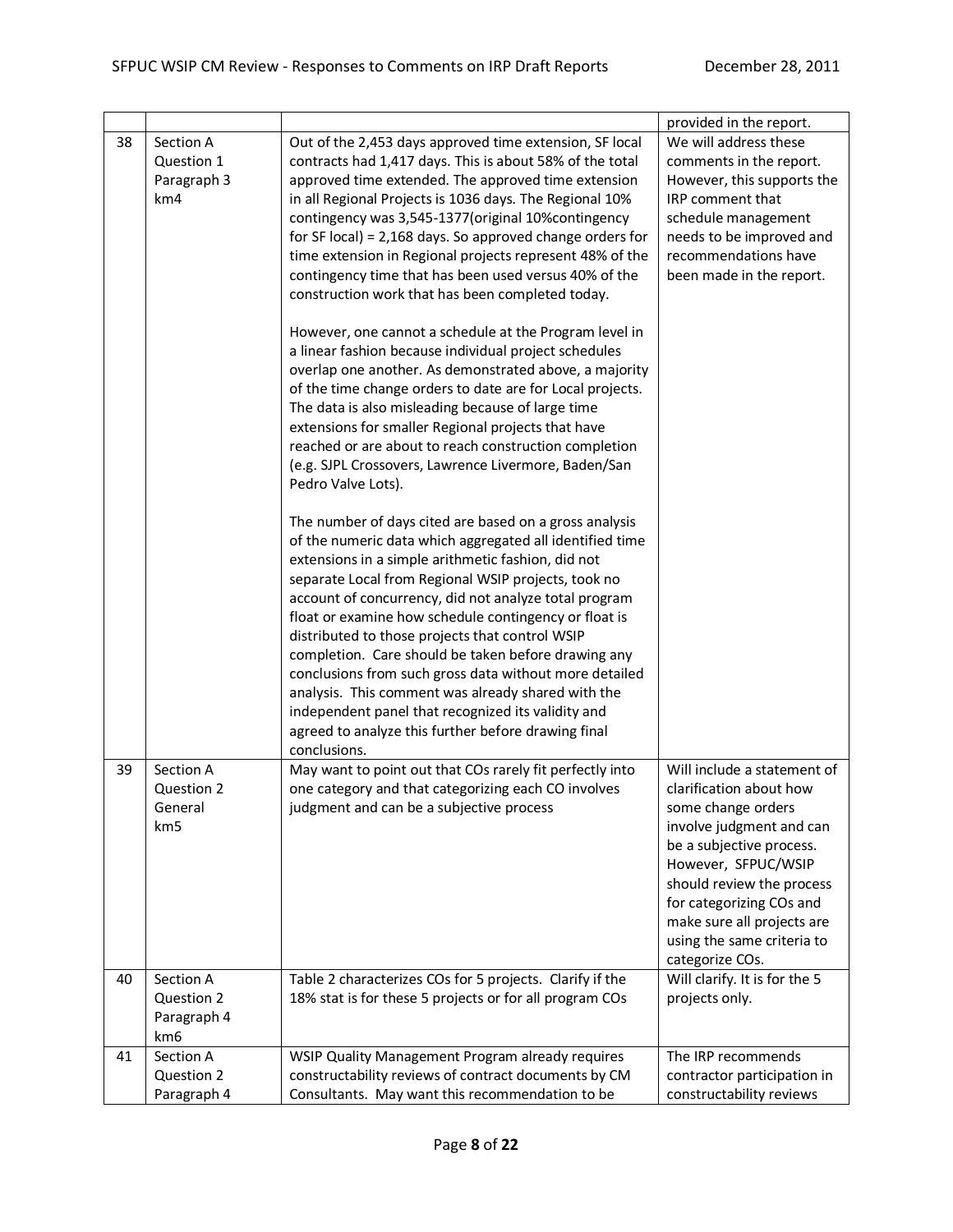| | | | provided in the report. |
|---|---|---|---|
| 38 | Section A Question 1 Paragraph 3 km4 | Out of the 2,453 days approved time extension, SF local contracts had 1,417 days. This is about 58% of the total approved time extended. The approved time extension in all Regional Projects is 1036 days. The Regional 10% contingency was 3,545-1377(original 10%contingency for SF local) = 2,168 days. So approved change orders for time extension in Regional projects represent 48% of the contingency time that has been used versus 40% of the construction work that has been completed today.<br><br>However, one cannot a schedule at the Program level in a linear fashion because individual project schedules overlap one another. As demonstrated above, a majority of the time change orders to date are for Local projects. The data is also misleading because of large time extensions for smaller Regional projects that have reached or are about to reach construction completion (e.g. SJPL Crossovers, Lawrence Livermore, Baden/San Pedro Valve Lots).<br><br>The number of days cited are based on a gross analysis of the numeric data which aggregated all identified time extensions in a simple arithmetic fashion, did not separate Local from Regional WSIP projects, took no account of concurrency, did not analyze total program float or examine how schedule contingency or float is distributed to those projects that control WSIP completion. Care should be taken before drawing any conclusions from such gross data without more detailed analysis. This comment was already shared with the independent panel that recognized its validity and agreed to analyze this further before drawing final conclusions. | We will address these comments in the report. However, this supports the IRP comment that schedule management needs to be improved and recommendations have been made in the report. |
| 39 | Section A Question 2 General km5 | May want to point out that COs rarely fit perfectly into one category and that categorizing each CO involves judgment and can be a subjective process | Will include a statement of clarification about how some change orders involve judgment and can be a subjective process. However, SFPUC/WSIP should review the process for categorizing COs and make sure all projects are using the same criteria to categorize COs. |
| 40 | Section A Question 2 Paragraph 4 km6 | Table 2 characterizes COs for 5 projects. Clarify if the 18% stat is for these 5 projects or for all program COs | Will clarify. It is for the 5 projects only. |
| 41 | Section A Question 2 Paragraph 4 | WSIP Quality Management Program already requires constructability reviews of contract documents by CM Consultants. May want this recommendation to be | The IRP recommends contractor participation in constructability reviews |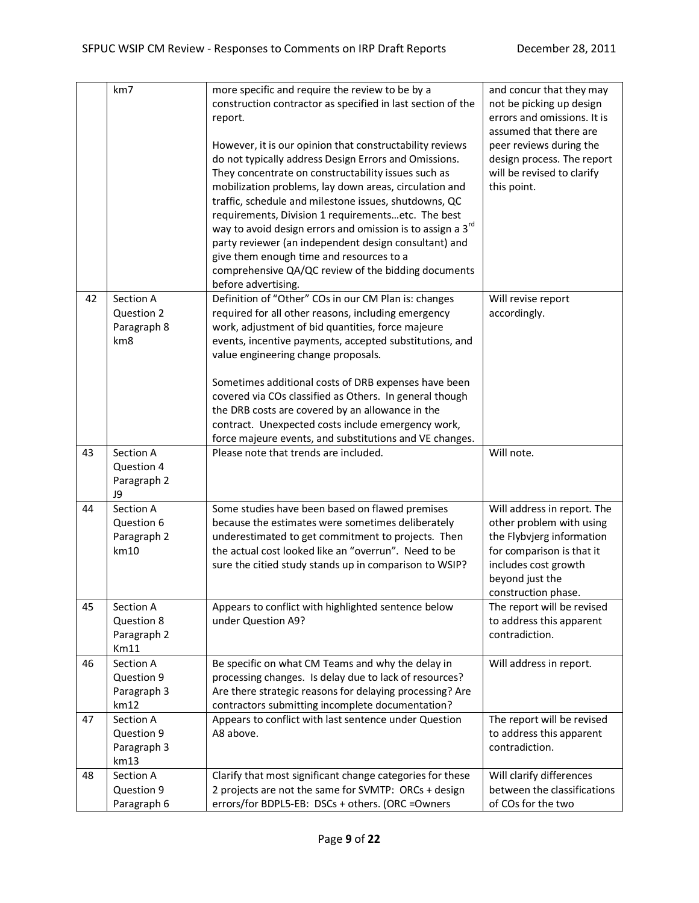| | | | |
|---|---|---|---|
| | km7 | more specific and require the review to be by a construction contractor as specified in last section of the report.<br><br>However, it is our opinion that constructability reviews do not typically address Design Errors and Omissions. They concentrate on constructability issues such as mobilization problems, lay down areas, circulation and traffic, schedule and milestone issues, shutdowns, QC requirements, Division 1 requirements…etc. The best way to avoid design errors and omission is to assign a 3rd party reviewer (an independent design consultant) and give them enough time and resources to a comprehensive QA/QC review of the bidding documents before advertising. | and concur that they may not be picking up design errors and omissions. It is assumed that there are peer reviews during the design process. The report will be revised to clarify this point. |
| 42 | Section A<br>Question 2<br>Paragraph 8<br>km8 | Definition of "Other" COs in our CM Plan is: changes required for all other reasons, including emergency work, adjustment of bid quantities, force majeure events, incentive payments, accepted substitutions, and value engineering change proposals.<br><br>Sometimes additional costs of DRB expenses have been covered via COs classified as Others. In general though the DRB costs are covered by an allowance in the contract. Unexpected costs include emergency work, force majeure events, and substitutions and VE changes. | Will revise report accordingly. |
| 43 | Section A<br>Question 4<br>Paragraph 2<br>J9 | Please note that trends are included. | Will note. |
| 44 | Section A<br>Question 6<br>Paragraph 2<br>km10 | Some studies have been based on flawed premises because the estimates were sometimes deliberately underestimated to get commitment to projects. Then the actual cost looked like an "overrun". Need to be sure the citied study stands up in comparison to WSIP? | Will address in report. The other problem with using the Flybvjerg information for comparison is that it includes cost growth beyond just the construction phase. |
| 45 | Section A<br>Question 8<br>Paragraph 2<br>Km11 | Appears to conflict with highlighted sentence below under Question A9? | The report will be revised to address this apparent contradiction. |
| 46 | Section A<br>Question 9<br>Paragraph 3<br>km12 | Be specific on what CM Teams and why the delay in processing changes. Is delay due to lack of resources? Are there strategic reasons for delaying processing? Are contractors submitting incomplete documentation? | Will address in report. |
| 47 | Section A<br>Question 9<br>Paragraph 3<br>km13 | Appears to conflict with last sentence under Question A8 above. | The report will be revised to address this apparent contradiction. |
| 48 | Section A<br>Question 9<br>Paragraph 6 | Clarify that most significant change categories for these 2 projects are not the same for SVMTP: ORCs + design errors/for BDPL5-EB: DSCs + others. (ORC =Owners | Will clarify differences between the classifications of COs for the two |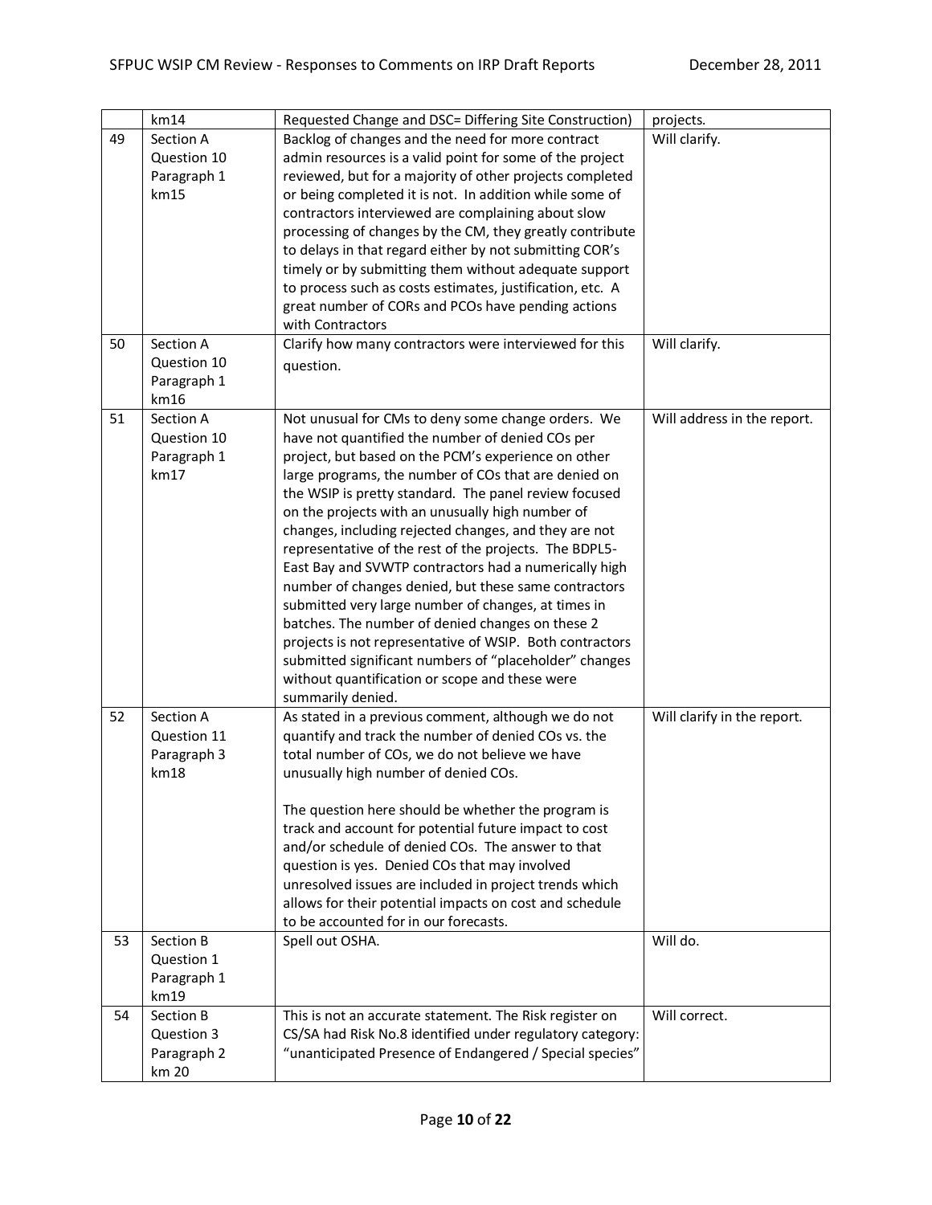| | km14 | Requested Change and DSC= Differing Site Construction) | projects. |
|---|---|---|---|
| 49 | Section A Question 10 Paragraph 1 km15 | Backlog of changes and the need for more contract admin resources is a valid point for some of the project reviewed, but for a majority of other projects completed or being completed it is not. In addition while some of contractors interviewed are complaining about slow processing of changes by the CM, they greatly contribute to delays in that regard either by not submitting COR's timely or by submitting them without adequate support to process such as costs estimates, justification, etc. A great number of CORs and PCOs have pending actions with Contractors | Will clarify. |
| 50 | Section A Question 10 Paragraph 1 km16 | Clarify how many contractors were interviewed for this question. | Will clarify. |
| 51 | Section A Question 10 Paragraph 1 km17 | Not unusual for CMs to deny some change orders. We have not quantified the number of denied COs per project, but based on the PCM's experience on other large programs, the number of COs that are denied on the WSIP is pretty standard. The panel review focused on the projects with an unusually high number of changes, including rejected changes, and they are not representative of the rest of the projects. The BDPL5-East Bay and SVWTP contractors had a numerically high number of changes denied, but these same contractors submitted very large number of changes, at times in batches. The number of denied changes on these 2 projects is not representative of WSIP. Both contractors submitted significant numbers of "placeholder" changes without quantification or scope and these were summarily denied. | Will address in the report. |
| 52 | Section A Question 11 Paragraph 3 km18 | As stated in a previous comment, although we do not quantify and track the number of denied COs vs. the total number of COs, we do not believe we have unusually high number of denied COs.<br><br>The question here should be whether the program is track and account for potential future impact to cost and/or schedule of denied COs. The answer to that question is yes. Denied COs that may involved unresolved issues are included in project trends which allows for their potential impacts on cost and schedule to be accounted for in our forecasts. | Will clarify in the report. |
| 53 | Section B Question 1 Paragraph 1 km19 | Spell out OSHA. | Will do. |
| 54 | Section B Question 3 Paragraph 2 km 20 | This is not an accurate statement. The Risk register on CS/SA had Risk No.8 identified under regulatory category: "unanticipated Presence of Endangered / Special species" | Will correct. |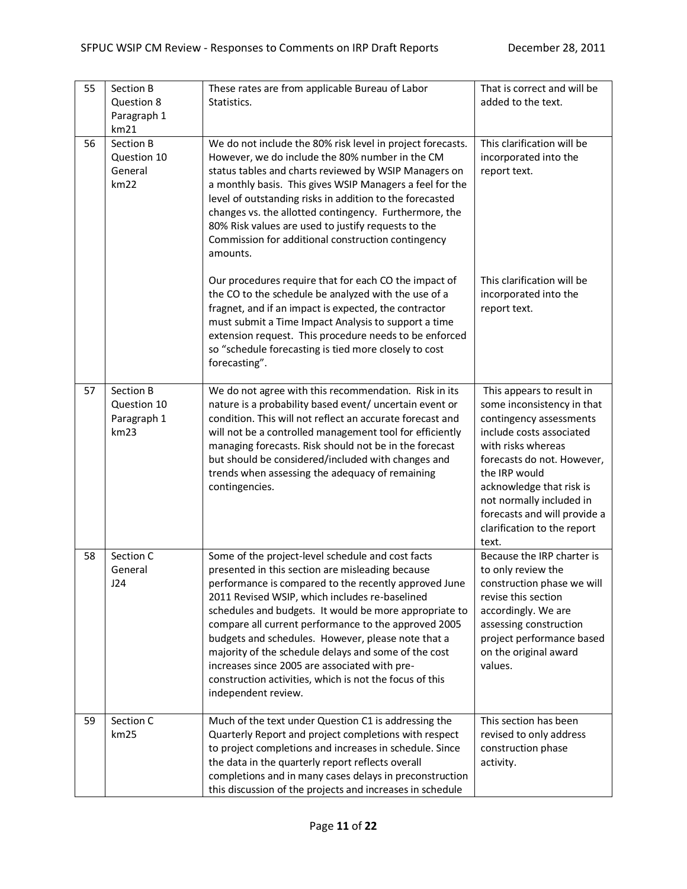| 55 | Section B Question 8 Paragraph 1 km21 | These rates are from applicable Bureau of Labor Statistics. | That is correct and will be added to the text. |
|---|---|---|---|
| 56 | Section B Question 10 General km22 | We do not include the 80% risk level in project forecasts. However, we do include the 80% number in the CM status tables and charts reviewed by WSIP Managers on a monthly basis. This gives WSIP Managers a feel for the level of outstanding risks in addition to the forecasted changes vs. the allotted contingency. Furthermore, the 80% Risk values are used to justify requests to the Commission for additional construction contingency amounts.<br><br>Our procedures require that for each CO the impact of the CO to the schedule be analyzed with the use of a fragnet, and if an impact is expected, the contractor must submit a Time Impact Analysis to support a time extension request. This procedure needs to be enforced so "schedule forecasting is tied more closely to cost forecasting". | This clarification will be incorporated into the report text.<br><br>This clarification will be incorporated into the report text. |
| 57 | Section B Question 10 Paragraph 1 km23 | We do not agree with this recommendation. Risk in its nature is a probability based event/ uncertain event or condition. This will not reflect an accurate forecast and will not be a controlled management tool for efficiently managing forecasts. Risk should not be in the forecast but should be considered/included with changes and trends when assessing the adequacy of remaining contingencies. | This appears to result in some inconsistency in that contingency assessments include costs associated with risks whereas forecasts do not. However, the IRP would acknowledge that risk is not normally included in forecasts and will provide a clarification to the report text. |
| 58 | Section C General J24 | Some of the project-level schedule and cost facts presented in this section are misleading because performance is compared to the recently approved June 2011 Revised WSIP, which includes re-baselined schedules and budgets. It would be more appropriate to compare all current performance to the approved 2005 budgets and schedules. However, please note that a majority of the schedule delays and some of the cost increases since 2005 are associated with pre-construction activities, which is not the focus of this independent review. | Because the IRP charter is to only review the construction phase we will revise this section accordingly. We are assessing construction project performance based on the original award values. |
| 59 | Section C km25 | Much of the text under Question C1 is addressing the Quarterly Report and project completions with respect to project completions and increases in schedule. Since the data in the quarterly report reflects overall completions and in many cases delays in preconstruction this discussion of the projects and increases in schedule | This section has been revised to only address construction phase activity. |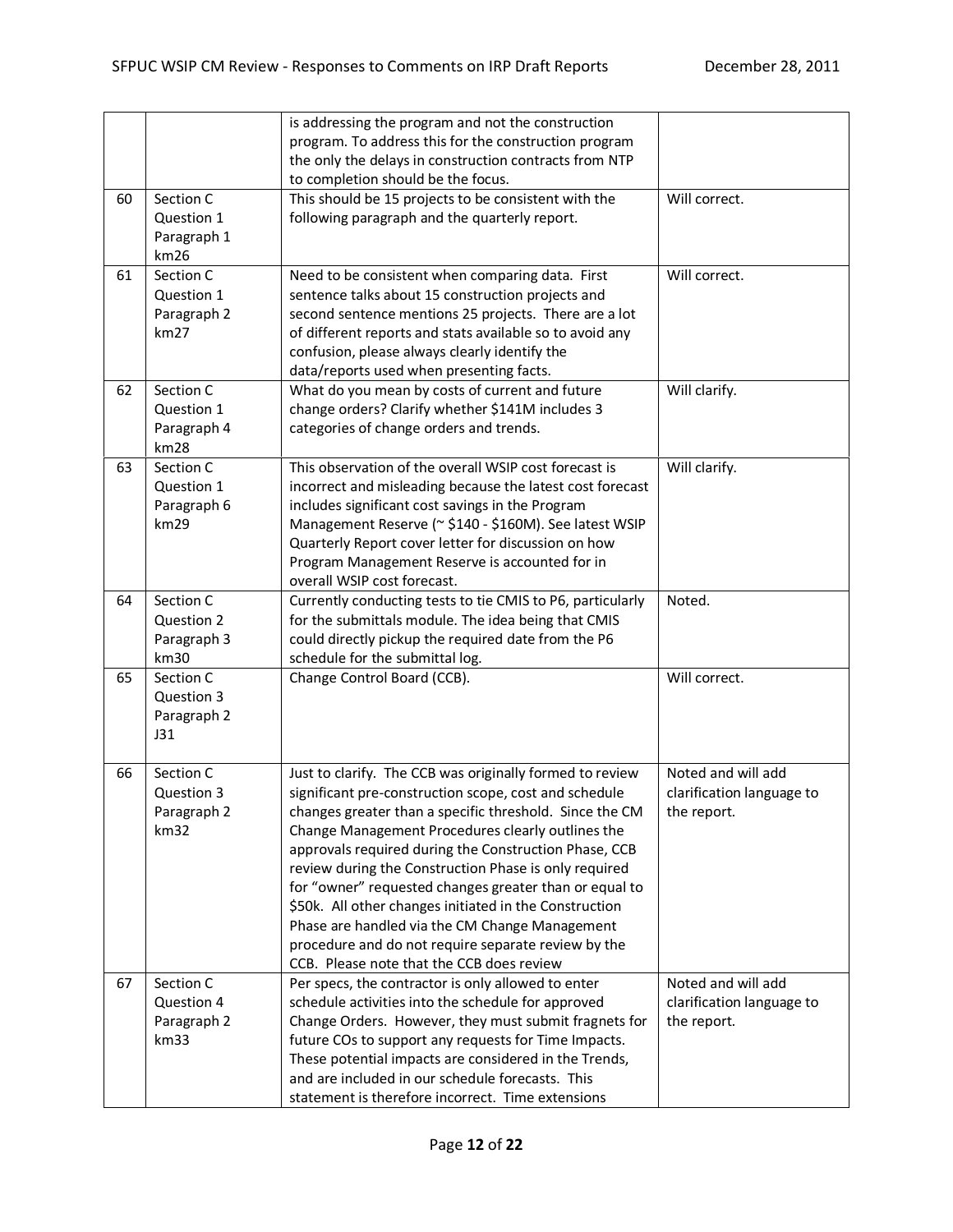| | | | |
|---|---|---|---|
| | | is addressing the program and not the construction program. To address this for the construction program the only the delays in construction contracts from NTP to completion should be the focus. | |
| 60 | Section C Question 1 Paragraph 1 km26 | This should be 15 projects to be consistent with the following paragraph and the quarterly report. | Will correct. |
| 61 | Section C Question 1 Paragraph 2 km27 | Need to be consistent when comparing data. First sentence talks about 15 construction projects and second sentence mentions 25 projects. There are a lot of different reports and stats available so to avoid any confusion, please always clearly identify the data/reports used when presenting facts. | Will correct. |
| 62 | Section C Question 1 Paragraph 4 km28 | What do you mean by costs of current and future change orders? Clarify whether $141M includes 3 categories of change orders and trends. | Will clarify. |
| 63 | Section C Question 1 Paragraph 6 km29 | This observation of the overall WSIP cost forecast is incorrect and misleading because the latest cost forecast includes significant cost savings in the Program Management Reserve (~ $140 - $160M). See latest WSIP Quarterly Report cover letter for discussion on how Program Management Reserve is accounted for in overall WSIP cost forecast. | Will clarify. |
| 64 | Section C Question 2 Paragraph 3 km30 | Currently conducting tests to tie CMIS to P6, particularly for the submittals module. The idea being that CMIS could directly pickup the required date from the P6 schedule for the submittal log. | Noted. |
| 65 | Section C Question 3 Paragraph 2 J31 | Change Control Board (CCB). | Will correct. |
| 66 | Section C Question 3 Paragraph 2 km32 | Just to clarify. The CCB was originally formed to review significant pre-construction scope, cost and schedule changes greater than a specific threshold. Since the CM Change Management Procedures clearly outlines the approvals required during the Construction Phase, CCB review during the Construction Phase is only required for "owner" requested changes greater than or equal to $50k. All other changes initiated in the Construction Phase are handled via the CM Change Management procedure and do not require separate review by the CCB. Please note that the CCB does review | Noted and will add clarification language to the report. |
| 67 | Section C Question 4 Paragraph 2 km33 | Per specs, the contractor is only allowed to enter schedule activities into the schedule for approved Change Orders. However, they must submit fragnets for future COs to support any requests for Time Impacts. These potential impacts are considered in the Trends, and are included in our schedule forecasts. This statement is therefore incorrect. Time extensions | Noted and will add clarification language to the report. |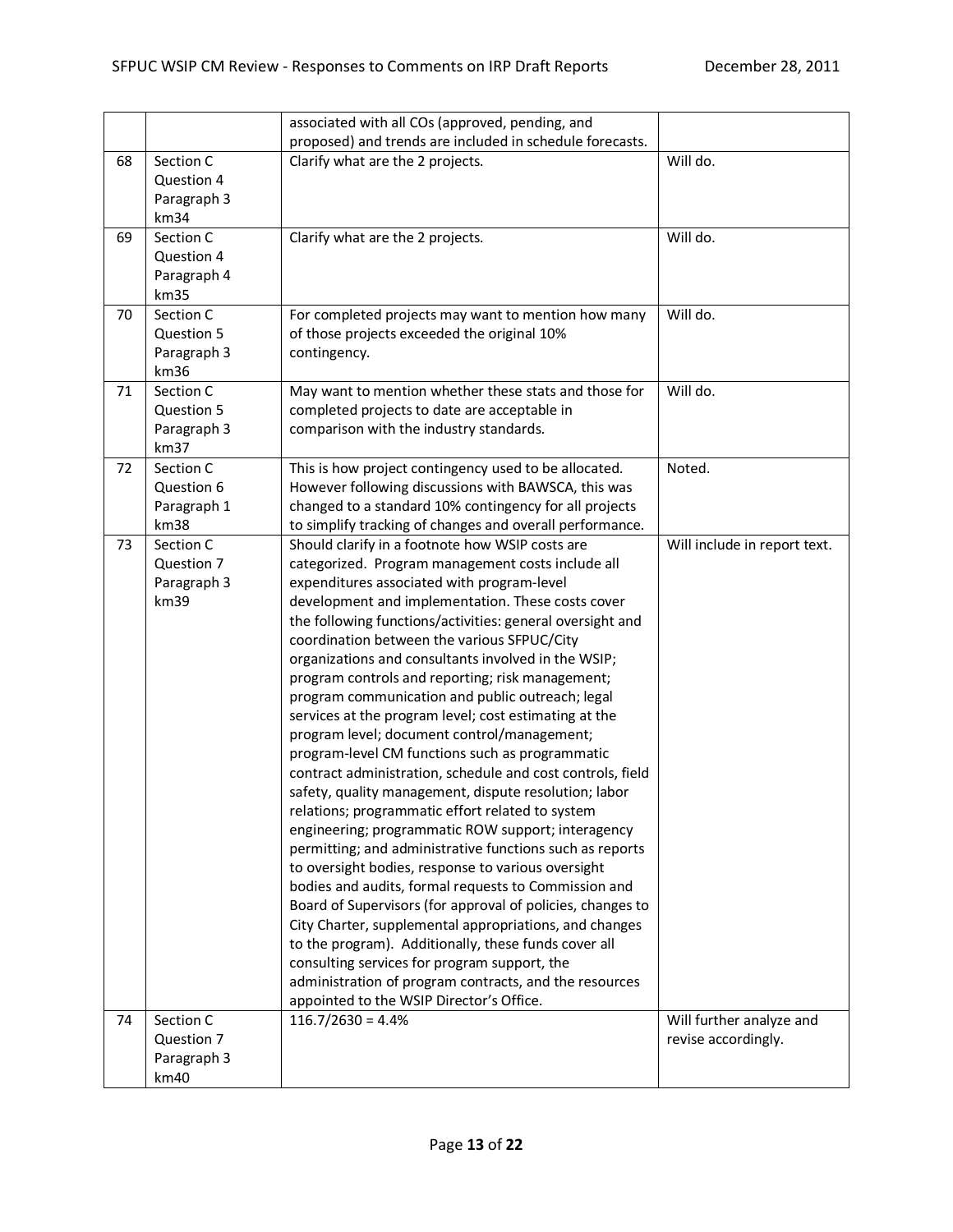|  |  | associated with all COs (approved, pending, and proposed) and trends are included in schedule forecasts. |  |
|---|---|---|---|
| 68 | Section C Question 4 Paragraph 3 km34 | Clarify what are the 2 projects. | Will do. |
| 69 | Section C Question 4 Paragraph 4 km35 | Clarify what are the 2 projects. | Will do. |
| 70 | Section C Question 5 Paragraph 3 km36 | For completed projects may want to mention how many of those projects exceeded the original 10% contingency. | Will do. |
| 71 | Section C Question 5 Paragraph 3 km37 | May want to mention whether these stats and those for completed projects to date are acceptable in comparison with the industry standards. | Will do. |
| 72 | Section C Question 6 Paragraph 1 km38 | This is how project contingency used to be allocated. However following discussions with BAWSCA, this was changed to a standard 10% contingency for all projects to simplify tracking of changes and overall performance. | Noted. |
| 73 | Section C Question 7 Paragraph 3 km39 | Should clarify in a footnote how WSIP costs are categorized. Program management costs include all expenditures associated with program-level development and implementation. These costs cover the following functions/activities: general oversight and coordination between the various SFPUC/City organizations and consultants involved in the WSIP; program controls and reporting; risk management; program communication and public outreach; legal services at the program level; cost estimating at the program level; document control/management; program-level CM functions such as programmatic contract administration, schedule and cost controls, field safety, quality management, dispute resolution; labor relations; programmatic effort related to system engineering; programmatic ROW support; interagency permitting; and administrative functions such as reports to oversight bodies, response to various oversight bodies and audits, formal requests to Commission and Board of Supervisors (for approval of policies, changes to City Charter, supplemental appropriations, and changes to the program). Additionally, these funds cover all consulting services for program support, the administration of program contracts, and the resources appointed to the WSIP Director's Office. | Will include in report text. |
| 74 | Section C Question 7 Paragraph 3 km40 | 116.7/2630 = 4.4% | Will further analyze and revise accordingly. |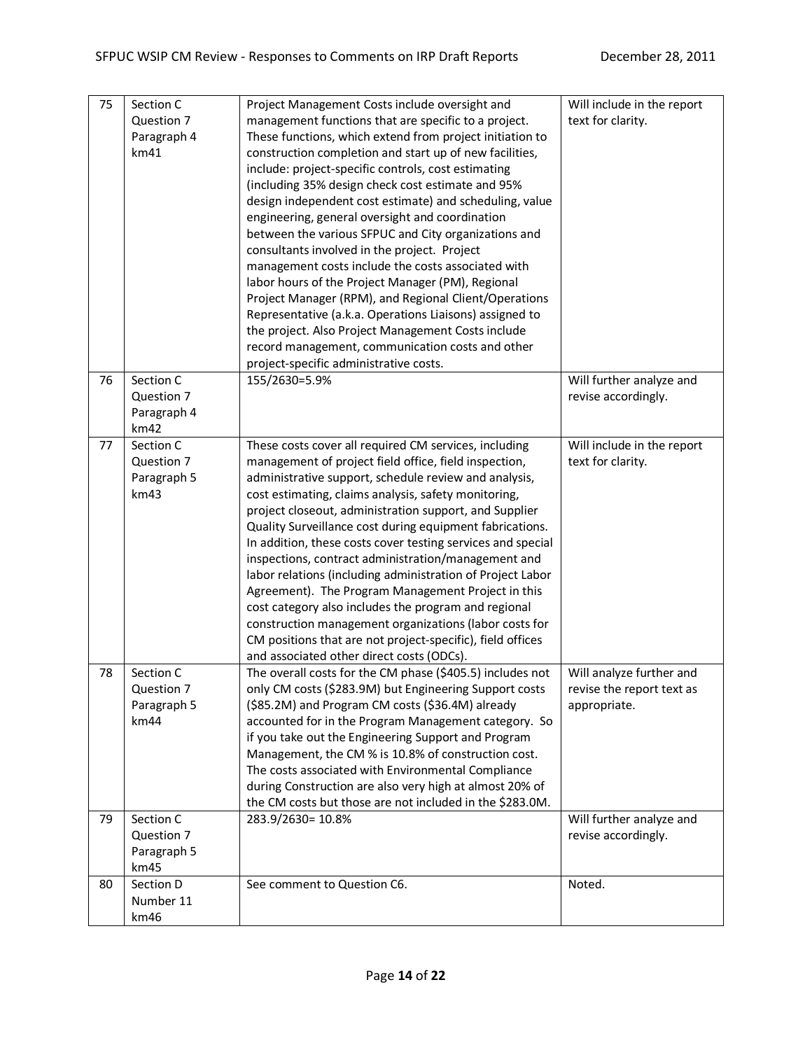| 75 | Section C Question 7 Paragraph 4 km41 | Project Management Costs include oversight and management functions that are specific to a project. These functions, which extend from project initiation to construction completion and start up of new facilities, include: project-specific controls, cost estimating (including 35% design check cost estimate and 95% design independent cost estimate) and scheduling, value engineering, general oversight and coordination between the various SFPUC and City organizations and consultants involved in the project. Project management costs include the costs associated with labor hours of the Project Manager (PM), Regional Project Manager (RPM), and Regional Client/Operations Representative (a.k.a. Operations Liaisons) assigned to the project. Also Project Management Costs include record management, communication costs and other project-specific administrative costs. | Will include in the report text for clarity. |
|---|---|---|---|
| 76 | Section C Question 7 Paragraph 4 km42 | 155/2630=5.9% | Will further analyze and revise accordingly. |
| 77 | Section C Question 7 Paragraph 5 km43 | These costs cover all required CM services, including management of project field office, field inspection, administrative support, schedule review and analysis, cost estimating, claims analysis, safety monitoring, project closeout, administration support, and Supplier Quality Surveillance cost during equipment fabrications. In addition, these costs cover testing services and special inspections, contract administration/management and labor relations (including administration of Project Labor Agreement). The Program Management Project in this cost category also includes the program and regional construction management organizations (labor costs for CM positions that are not project-specific), field offices and associated other direct costs (ODCs). | Will include in the report text for clarity. |
| 78 | Section C Question 7 Paragraph 5 km44 | The overall costs for the CM phase ($405.5) includes not only CM costs ($283.9M) but Engineering Support costs ($85.2M) and Program CM costs ($36.4M) already accounted for in the Program Management category. So if you take out the Engineering Support and Program Management, the CM % is 10.8% of construction cost. The costs associated with Environmental Compliance during Construction are also very high at almost 20% of the CM costs but those are not included in the $283.0M. | Will analyze further and revise the report text as appropriate. |
| 79 | Section C Question 7 Paragraph 5 km45 | 283.9/2630= 10.8% | Will further analyze and revise accordingly. |
| 80 | Section D Number 11 km46 | See comment to Question C6. | Noted. |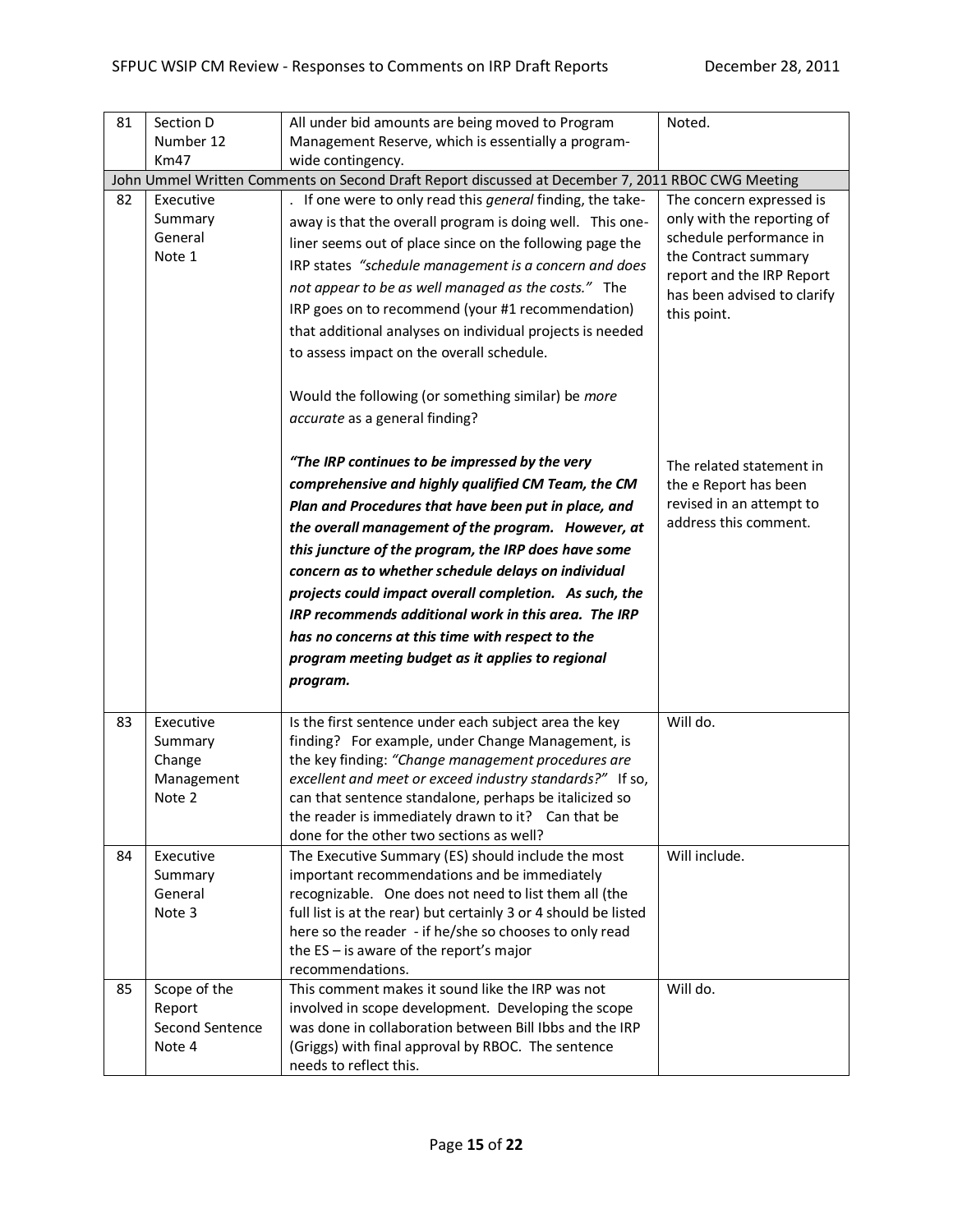| | | | |
|---|---|---|---|
| 81 | Section D Number 12 Km47 | All under bid amounts are being moved to Program Management Reserve, which is essentially a program-wide contingency. | Noted. |
| John Ummel Written Comments on Second Draft Report discussed at December 7, 2011 RBOC CWG Meeting | | | |
| 82 | Executive Summary General Note 1 | . If one were to only read this *general* finding, the take-away is that the overall program is doing well. This one-liner seems out of place since on the following page the IRP states *"schedule management is a concern and does not appear to be as well managed as the costs."* The IRP goes on to recommend (your #1 recommendation) that additional analyses on individual projects is needed to assess impact on the overall schedule.<br><br>Would the following (or something similar) be *more accurate* as a general finding?<br><br>***"The IRP continues to be impressed by the very comprehensive and highly qualified CM Team, the CM Plan and Procedures that have been put in place, and the overall management of the program. However, at this juncture of the program, the IRP does have some concern as to whether schedule delays on individual projects could impact overall completion. As such, the IRP recommends additional work in this area. The IRP has no concerns at this time with respect to the program meeting budget as it applies to regional program.*** | The concern expressed is only with the reporting of schedule performance in the Contract summary report and the IRP Report has been advised to clarify this point.<br><br>The related statement in the e Report has been revised in an attempt to address this comment. |
| 83 | Executive Summary Change Management Note 2 | Is the first sentence under each subject area the key finding? For example, under Change Management, is the key finding: *"Change management procedures are excellent and meet or exceed industry standards?"* If so, can that sentence standalone, perhaps be italicized so the reader is immediately drawn to it? Can that be done for the other two sections as well? | Will do. |
| 84 | Executive Summary General Note 3 | The Executive Summary (ES) should include the most important recommendations and be immediately recognizable. One does not need to list them all (the full list is at the rear) but certainly 3 or 4 should be listed here so the reader - if he/she so chooses to only read the ES – is aware of the report's major recommendations. | Will include. |
| 85 | Scope of the Report Second Sentence Note 4 | This comment makes it sound like the IRP was not involved in scope development. Developing the scope was done in collaboration between Bill Ibbs and the IRP (Griggs) with final approval by RBOC. The sentence needs to reflect this. | Will do. |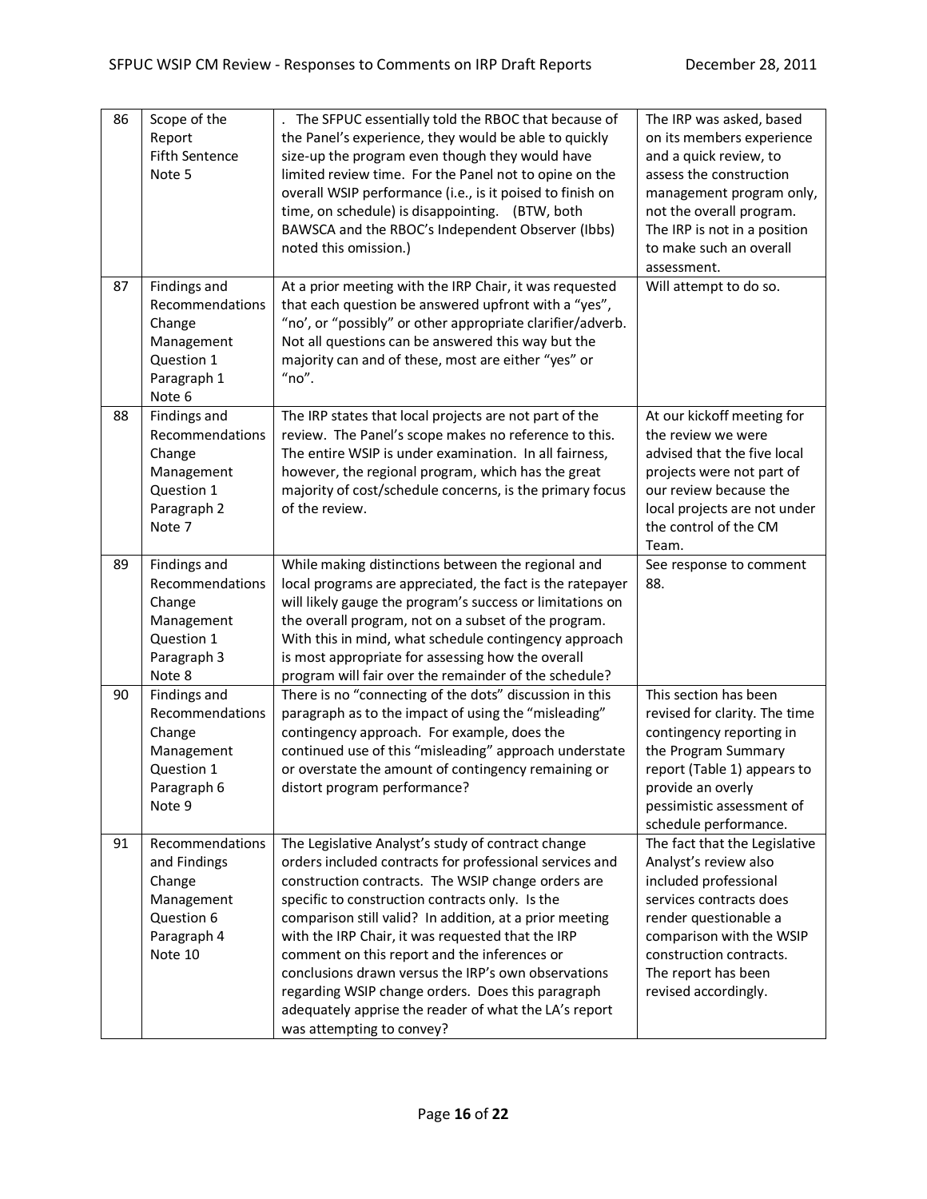| 86 | Scope of the Report Fifth Sentence Note 5 | . The SFPUC essentially told the RBOC that because of the Panel's experience, they would be able to quickly size-up the program even though they would have limited review time. For the Panel not to opine on the overall WSIP performance (i.e., is it poised to finish on time, on schedule) is disappointing. (BTW, both BAWSCA and the RBOC's Independent Observer (Ibbs) noted this omission.) | The IRP was asked, based on its members experience and a quick review, to assess the construction management program only, not the overall program. The IRP is not in a position to make such an overall assessment. |
|---|---|---|---|
| 87 | Findings and Recommendations Change Management Question 1 Paragraph 1 Note 6 | At a prior meeting with the IRP Chair, it was requested that each question be answered upfront with a "yes", "no', or "possibly" or other appropriate clarifier/adverb. Not all questions can be answered this way but the majority can and of these, most are either "yes" or "no". | Will attempt to do so. |
| 88 | Findings and Recommendations Change Management Question 1 Paragraph 2 Note 7 | The IRP states that local projects are not part of the review. The Panel's scope makes no reference to this. The entire WSIP is under examination. In all fairness, however, the regional program, which has the great majority of cost/schedule concerns, is the primary focus of the review. | At our kickoff meeting for the review we were advised that the five local projects were not part of our review because the local projects are not under the control of the CM Team. |
| 89 | Findings and Recommendations Change Management Question 1 Paragraph 3 Note 8 | While making distinctions between the regional and local programs are appreciated, the fact is the ratepayer will likely gauge the program's success or limitations on the overall program, not on a subset of the program. With this in mind, what schedule contingency approach is most appropriate for assessing how the overall program will fair over the remainder of the schedule? | See response to comment 88. |
| 90 | Findings and Recommendations Change Management Question 1 Paragraph 6 Note 9 | There is no "connecting of the dots" discussion in this paragraph as to the impact of using the "misleading" contingency approach. For example, does the continued use of this "misleading" approach understate or overstate the amount of contingency remaining or distort program performance? | This section has been revised for clarity. The time contingency reporting in the Program Summary report (Table 1) appears to provide an overly pessimistic assessment of schedule performance. |
| 91 | Recommendations and Findings Change Management Question 6 Paragraph 4 Note 10 | The Legislative Analyst's study of contract change orders included contracts for professional services and construction contracts. The WSIP change orders are specific to construction contracts only. Is the comparison still valid? In addition, at a prior meeting with the IRP Chair, it was requested that the IRP comment on this report and the inferences or conclusions drawn versus the IRP's own observations regarding WSIP change orders. Does this paragraph adequately apprise the reader of what the LA's report was attempting to convey? | The fact that the Legislative Analyst's review also included professional services contracts does render questionable a comparison with the WSIP construction contracts. The report has been revised accordingly. |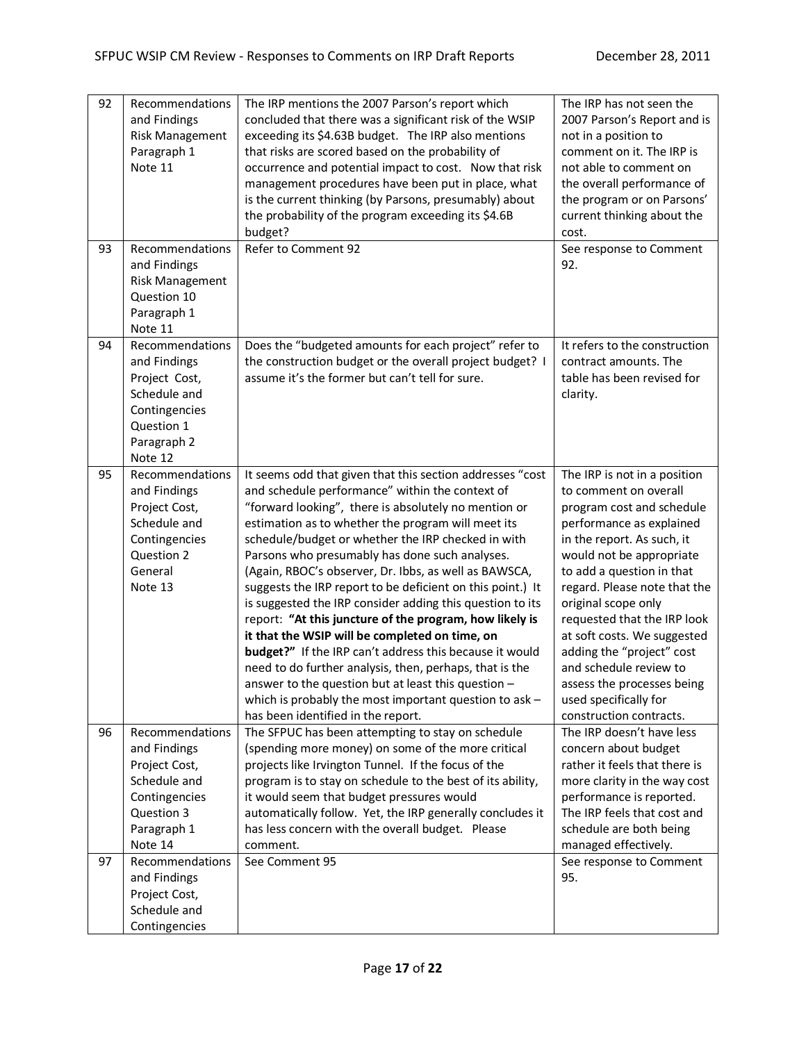| 92 | Recommendations and Findings Risk Management Paragraph 1 Note 11 | The IRP mentions the 2007 Parson's report which concluded that there was a significant risk of the WSIP exceeding its \$4.63B budget. The IRP also mentions that risks are scored based on the probability of occurrence and potential impact to cost. Now that risk management procedures have been put in place, what is the current thinking (by Parsons, presumably) about the probability of the program exceeding its \$4.6B budget? | The IRP has not seen the 2007 Parson's Report and is not in a position to comment on it. The IRP is not able to comment on the overall performance of the program or on Parsons' current thinking about the cost. |
|---|---|---|---|
| 93 | Recommendations and Findings Risk Management Question 10 Paragraph 1 Note 11 | Refer to Comment 92 | See response to Comment 92. |
| 94 | Recommendations and Findings Project Cost, Schedule and Contingencies Question 1 Paragraph 2 Note 12 | Does the "budgeted amounts for each project" refer to the construction budget or the overall project budget? I assume it's the former but can't tell for sure. | It refers to the construction contract amounts. The table has been revised for clarity. |
| 95 | Recommendations and Findings Project Cost, Schedule and Contingencies Question 2 General Note 13 | It seems odd that given that this section addresses "cost and schedule performance" within the context of "forward looking", there is absolutely no mention or estimation as to whether the program will meet its schedule/budget or whether the IRP checked in with Parsons who presumably has done such analyses. (Again, RBOC's observer, Dr. Ibbs, as well as BAWSCA, suggests the IRP report to be deficient on this point.) It is suggested the IRP consider adding this question to its report: **"At this juncture of the program, how likely is it that the WSIP will be completed on time, on budget?"** If the IRP can't address this because it would need to do further analysis, then, perhaps, that is the answer to the question but at least this question – which is probably the most important question to ask – has been identified in the report. | The IRP is not in a position to comment on overall program cost and schedule performance as explained in the report. As such, it would not be appropriate to add a question in that regard. Please note that the original scope only requested that the IRP look at soft costs. We suggested adding the "project" cost and schedule review to assess the processes being used specifically for construction contracts. |
| 96 | Recommendations and Findings Project Cost, Schedule and Contingencies Question 3 Paragraph 1 Note 14 | The SFPUC has been attempting to stay on schedule (spending more money) on some of the more critical projects like Irvington Tunnel. If the focus of the program is to stay on schedule to the best of its ability, it would seem that budget pressures would automatically follow. Yet, the IRP generally concludes it has less concern with the overall budget. Please comment. | The IRP doesn't have less concern about budget rather it feels that there is more clarity in the way cost performance is reported. The IRP feels that cost and schedule are both being managed effectively. |
| 97 | Recommendations and Findings Project Cost, Schedule and Contingencies | See Comment 95 | See response to Comment 95. |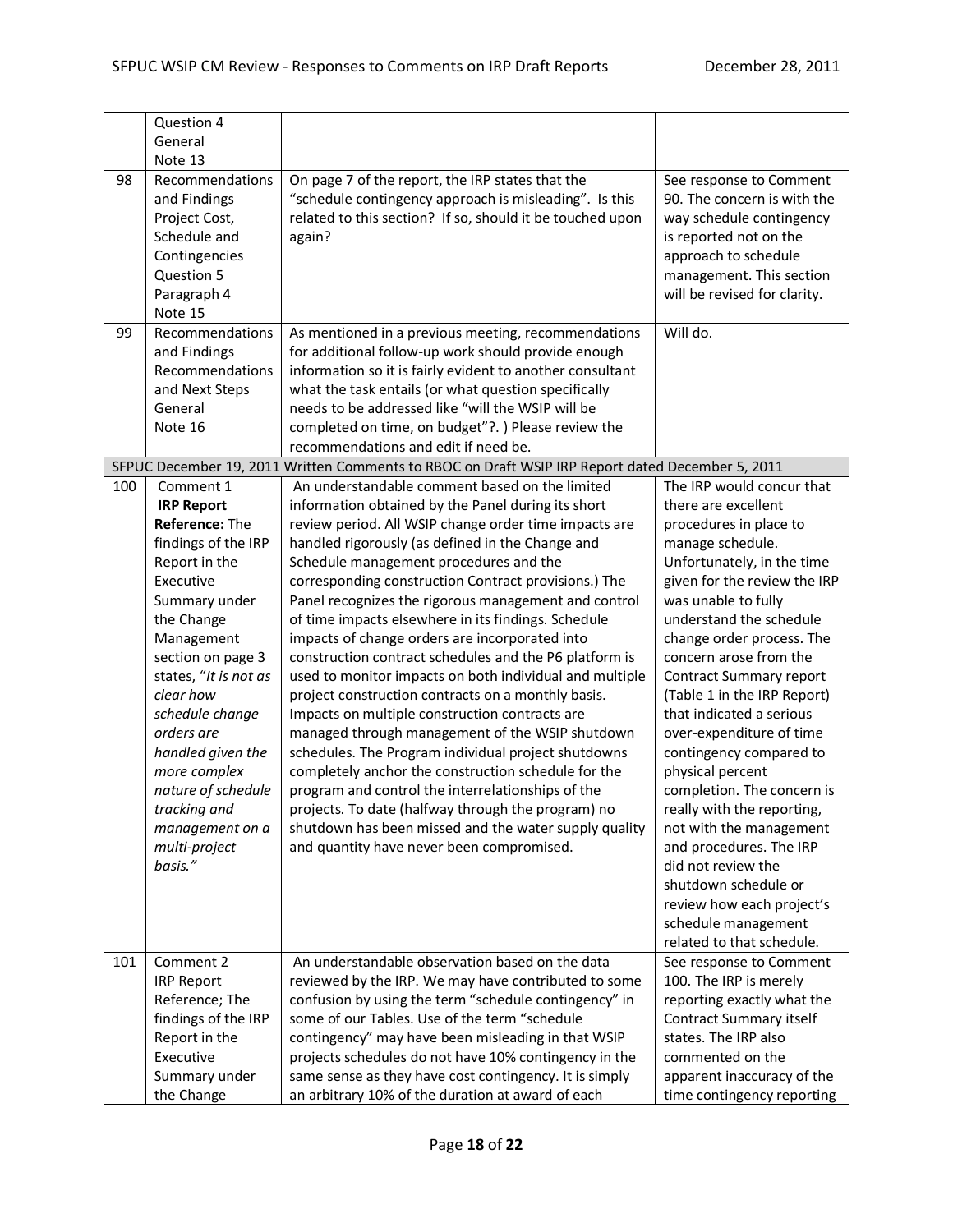| | | | |
|---|---|---|---|
| | Question 4 General Note 13 | | |
| 98 | Recommendations and Findings Project Cost, Schedule and Contingencies Question 5 Paragraph 4 Note 15 | On page 7 of the report, the IRP states that the "schedule contingency approach is misleading". Is this related to this section? If so, should it be touched upon again? | See response to Comment 90. The concern is with the way schedule contingency is reported not on the approach to schedule management. This section will be revised for clarity. |
| 99 | Recommendations and Findings Recommendations and Next Steps General Note 16 | As mentioned in a previous meeting, recommendations for additional follow-up work should provide enough information so it is fairly evident to another consultant what the task entails (or what question specifically needs to be addressed like "will the WSIP will be completed on time, on budget"?. ) Please review the recommendations and edit if need be. | Will do. |
| SFPUC December 19, 2011 Written Comments to RBOC on Draft WSIP IRP Report dated December 5, 2011 | | | |
| 100 | Comment 1 **IRP Report Reference:** The findings of the IRP Report in the Executive Summary under the Change Management section on page 3 states, "*It is not as clear how schedule change orders are handled given the more complex nature of schedule tracking and management on a multi-project basis.*" | An understandable comment based on the limited information obtained by the Panel during its short review period. All WSIP change order time impacts are handled rigorously (as defined in the Change and Schedule management procedures and the corresponding construction Contract provisions.) The Panel recognizes the rigorous management and control of time impacts elsewhere in its findings. Schedule impacts of change orders are incorporated into construction contract schedules and the P6 platform is used to monitor impacts on both individual and multiple project construction contracts on a monthly basis. Impacts on multiple construction contracts are managed through management of the WSIP shutdown schedules. The Program individual project shutdowns completely anchor the construction schedule for the program and control the interrelationships of the projects. To date (halfway through the program) no shutdown has been missed and the water supply quality and quantity have never been compromised. | The IRP would concur that there are excellent procedures in place to manage schedule. Unfortunately, in the time given for the review the IRP was unable to fully understand the schedule change order process. The concern arose from the Contract Summary report (Table 1 in the IRP Report) that indicated a serious over-expenditure of time contingency compared to physical percent completion. The concern is really with the reporting, not with the management and procedures. The IRP did not review the shutdown schedule or review how each project's schedule management related to that schedule. |
| 101 | Comment 2 IRP Report Reference; The findings of the IRP Report in the Executive Summary under the Change | An understandable observation based on the data reviewed by the IRP. We may have contributed to some confusion by using the term "schedule contingency" in some of our Tables. Use of the term "schedule contingency" may have been misleading in that WSIP projects schedules do not have 10% contingency in the same sense as they have cost contingency. It is simply an arbitrary 10% of the duration at award of each | See response to Comment 100. The IRP is merely reporting exactly what the Contract Summary itself states. The IRP also commented on the apparent inaccuracy of the time contingency reporting |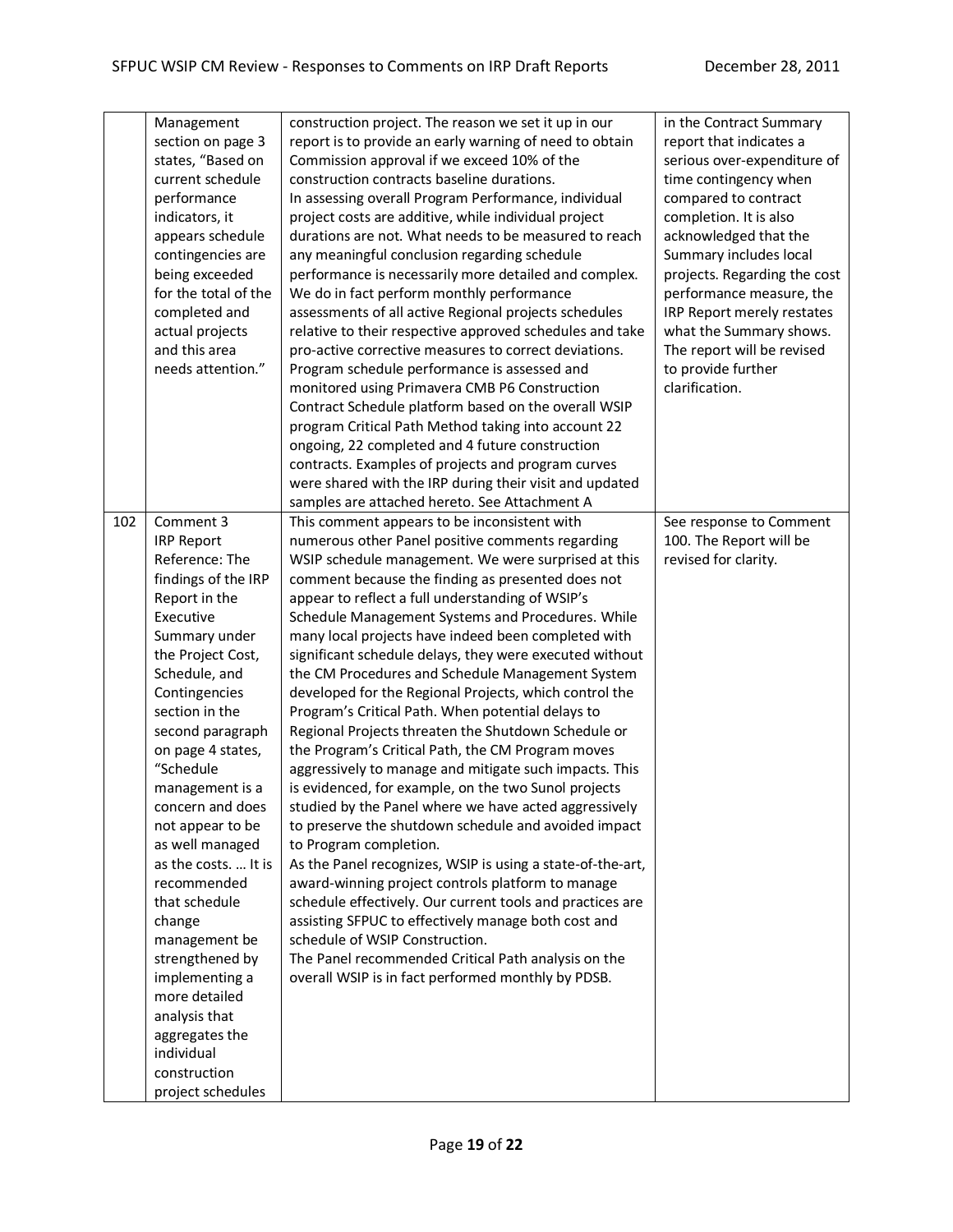| | | | |
|---|---|---|---|
| | Management section on page 3 states, "Based on current schedule performance indicators, it appears schedule contingencies are being exceeded for the total of the completed and actual projects and this area needs attention." | construction project. The reason we set it up in our report is to provide an early warning of need to obtain Commission approval if we exceed 10% of the construction contracts baseline durations.<br>In assessing overall Program Performance, individual project costs are additive, while individual project durations are not. What needs to be measured to reach any meaningful conclusion regarding schedule performance is necessarily more detailed and complex. We do in fact perform monthly performance assessments of all active Regional projects schedules relative to their respective approved schedules and take pro-active corrective measures to correct deviations.<br>Program schedule performance is assessed and monitored using Primavera CMB P6 Construction Contract Schedule platform based on the overall WSIP program Critical Path Method taking into account 22 ongoing, 22 completed and 4 future construction contracts. Examples of projects and program curves were shared with the IRP during their visit and updated samples are attached hereto. See Attachment A | in the Contract Summary report that indicates a serious over-expenditure of time contingency when compared to contract completion. It is also acknowledged that the Summary includes local projects. Regarding the cost performance measure, the IRP Report merely restates what the Summary shows. The report will be revised to provide further clarification. |
| 102 | Comment 3<br>IRP Report Reference: The findings of the IRP Report in the Executive Summary under the Project Cost, Schedule, and Contingencies section in the second paragraph on page 4 states, "Schedule management is a concern and does not appear to be as well managed as the costs. … It is recommended that schedule change management be strengthened by implementing a more detailed analysis that aggregates the individual construction project schedules | This comment appears to be inconsistent with numerous other Panel positive comments regarding WSIP schedule management. We were surprised at this comment because the finding as presented does not appear to reflect a full understanding of WSIP's Schedule Management Systems and Procedures. While many local projects have indeed been completed with significant schedule delays, they were executed without the CM Procedures and Schedule Management System developed for the Regional Projects, which control the Program's Critical Path. When potential delays to Regional Projects threaten the Shutdown Schedule or the Program's Critical Path, the CM Program moves aggressively to manage and mitigate such impacts. This is evidenced, for example, on the two Sunol projects studied by the Panel where we have acted aggressively to preserve the shutdown schedule and avoided impact to Program completion.<br>As the Panel recognizes, WSIP is using a state-of-the-art, award-winning project controls platform to manage schedule effectively. Our current tools and practices are assisting SFPUC to effectively manage both cost and schedule of WSIP Construction.<br>The Panel recommended Critical Path analysis on the overall WSIP is in fact performed monthly by PDSB. | See response to Comment 100. The Report will be revised for clarity. |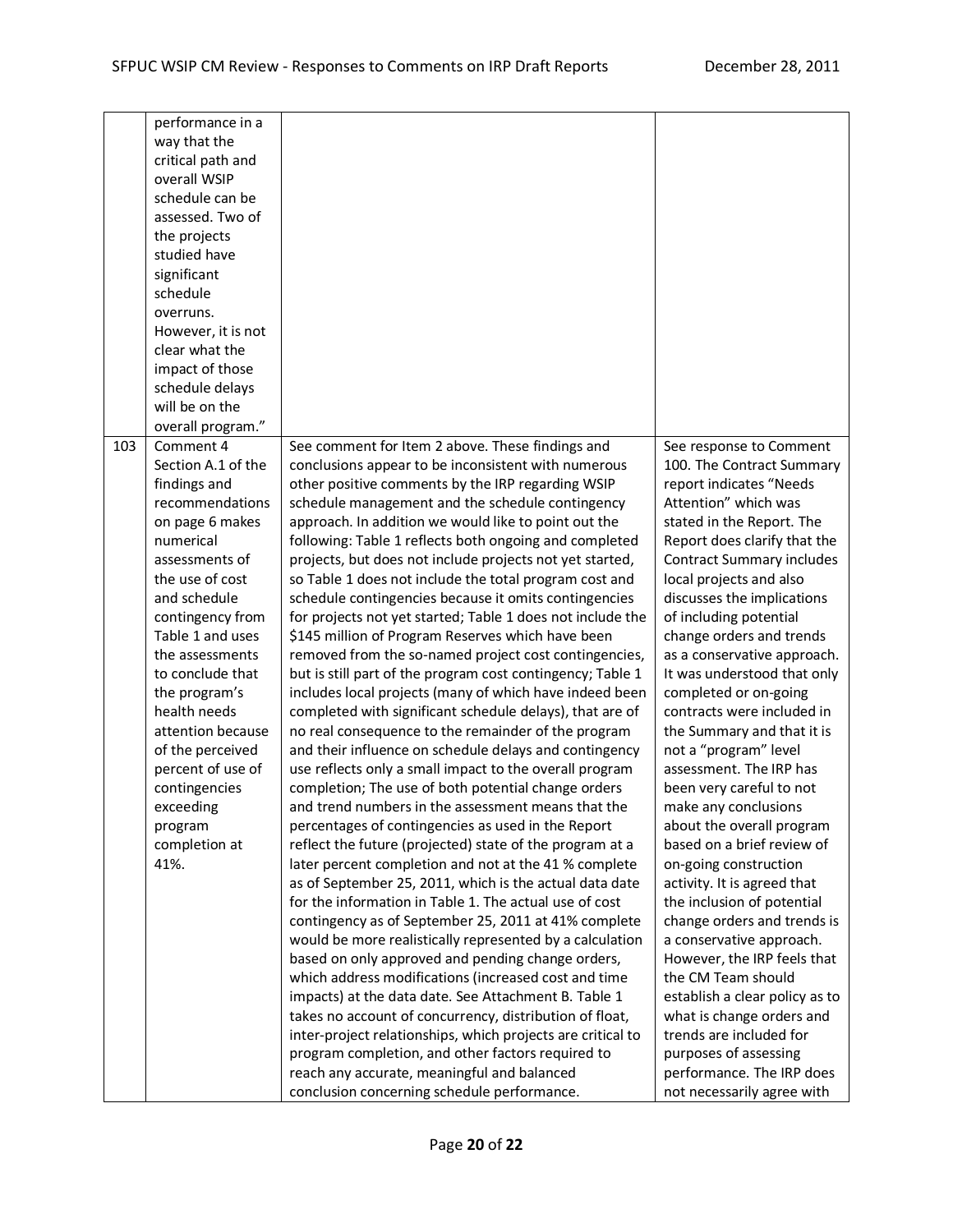| | | | |
|---|---|---|---|
| | performance in a way that the critical path and overall WSIP schedule can be assessed. Two of the projects studied have significant schedule overruns. However, it is not clear what the impact of those schedule delays will be on the overall program." | | |
| 103 | Comment 4 Section A.1 of the findings and recommendations on page 6 makes numerical assessments of the use of cost and schedule contingency from Table 1 and uses the assessments to conclude that the program's health needs attention because of the perceived percent of use of contingencies exceeding program completion at 41%. | See comment for Item 2 above. These findings and conclusions appear to be inconsistent with numerous other positive comments by the IRP regarding WSIP schedule management and the schedule contingency approach. In addition we would like to point out the following: Table 1 reflects both ongoing and completed projects, but does not include projects not yet started, so Table 1 does not include the total program cost and schedule contingencies because it omits contingencies for projects not yet started; Table 1 does not include the $145 million of Program Reserves which have been removed from the so-named project cost contingencies, but is still part of the program cost contingency; Table 1 includes local projects (many of which have indeed been completed with significant schedule delays), that are of no real consequence to the remainder of the program and their influence on schedule delays and contingency use reflects only a small impact to the overall program completion; The use of both potential change orders and trend numbers in the assessment means that the percentages of contingencies as used in the Report reflect the future (projected) state of the program at a later percent completion and not at the 41 % complete as of September 25, 2011, which is the actual data date for the information in Table 1. The actual use of cost contingency as of September 25, 2011 at 41% complete would be more realistically represented by a calculation based on only approved and pending change orders, which address modifications (increased cost and time impacts) at the data date. See Attachment B. Table 1 takes no account of concurrency, distribution of float, inter-project relationships, which projects are critical to program completion, and other factors required to reach any accurate, meaningful and balanced conclusion concerning schedule performance. | See response to Comment 100. The Contract Summary report indicates "Needs Attention" which was stated in the Report. The Report does clarify that the Contract Summary includes local projects and also discusses the implications of including potential change orders and trends as a conservative approach. It was understood that only completed or on-going contracts were included in the Summary and that it is not a "program" level assessment. The IRP has been very careful to not make any conclusions about the overall program based on a brief review of on-going construction activity. It is agreed that the inclusion of potential change orders and trends is a conservative approach. However, the IRP feels that the CM Team should establish a clear policy as to what is change orders and trends are included for purposes of assessing performance. The IRP does not necessarily agree with |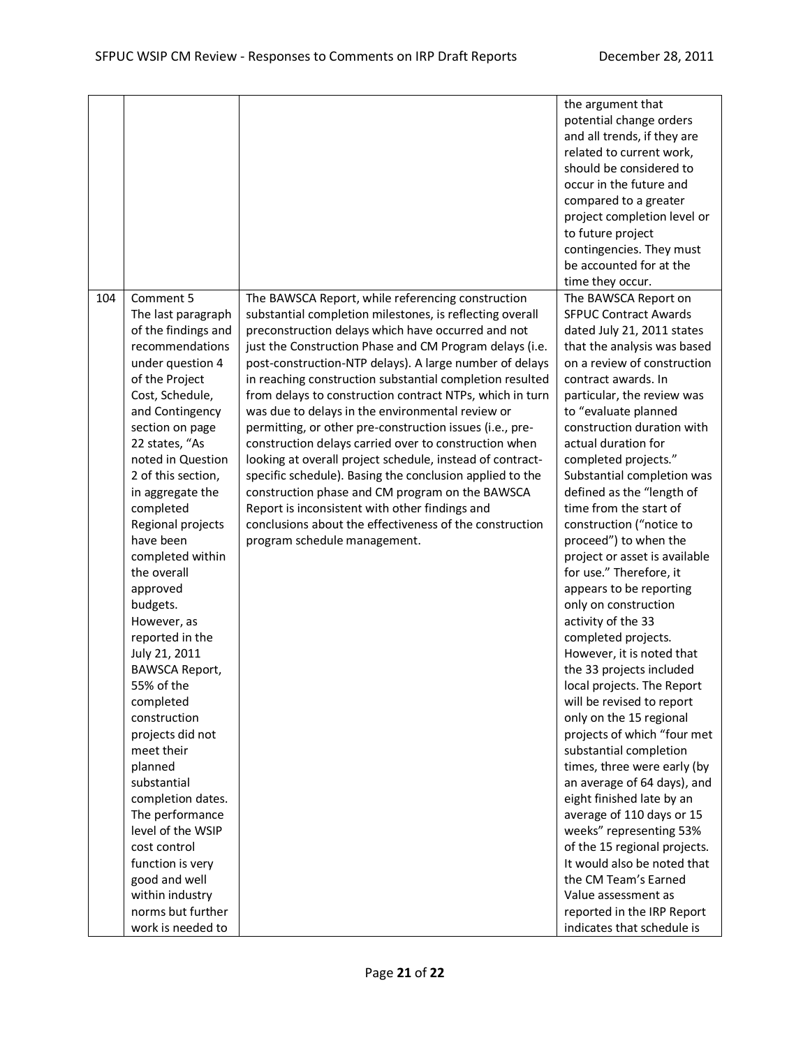| | | | |
|---|---|---|---|
| | | | the argument that potential change orders and all trends, if they are related to current work, should be considered to occur in the future and compared to a greater project completion level or to future project contingencies. They must be accounted for at the time they occur. |
| 104 | Comment 5<br>The last paragraph of the findings and recommendations under question 4 of the Project Cost, Schedule, and Contingency section on page 22 states, "As noted in Question 2 of this section, in aggregate the completed Regional projects have been completed within the overall approved budgets. However, as reported in the July 21, 2011 BAWSCA Report, 55% of the completed construction projects did not meet their planned substantial completion dates. The performance level of the WSIP cost control function is very good and well within industry norms but further work is needed to | The BAWSCA Report, while referencing construction substantial completion milestones, is reflecting overall preconstruction delays which have occurred and not just the Construction Phase and CM Program delays (i.e. post-construction-NTP delays). A large number of delays in reaching construction substantial completion resulted from delays to construction contract NTPs, which in turn was due to delays in the environmental review or permitting, or other pre-construction issues (i.e., pre-construction delays carried over to construction when looking at overall project schedule, instead of contract-specific schedule). Basing the conclusion applied to the construction phase and CM program on the BAWSCA Report is inconsistent with other findings and conclusions about the effectiveness of the construction program schedule management. | The BAWSCA Report on SFPUC Contract Awards dated July 21, 2011 states that the analysis was based on a review of construction contract awards. In particular, the review was to "evaluate planned construction duration with actual duration for completed projects." Substantial completion was defined as the "length of time from the start of construction ("notice to proceed") to when the project or asset is available for use." Therefore, it appears to be reporting only on construction activity of the 33 completed projects. However, it is noted that the 33 projects included local projects. The Report will be revised to report only on the 15 regional projects of which "four met substantial completion times, three were early (by an average of 64 days), and eight finished late by an average of 110 days or 15 weeks" representing 53% of the 15 regional projects. It would also be noted that the CM Team's Earned Value assessment as reported in the IRP Report indicates that schedule is |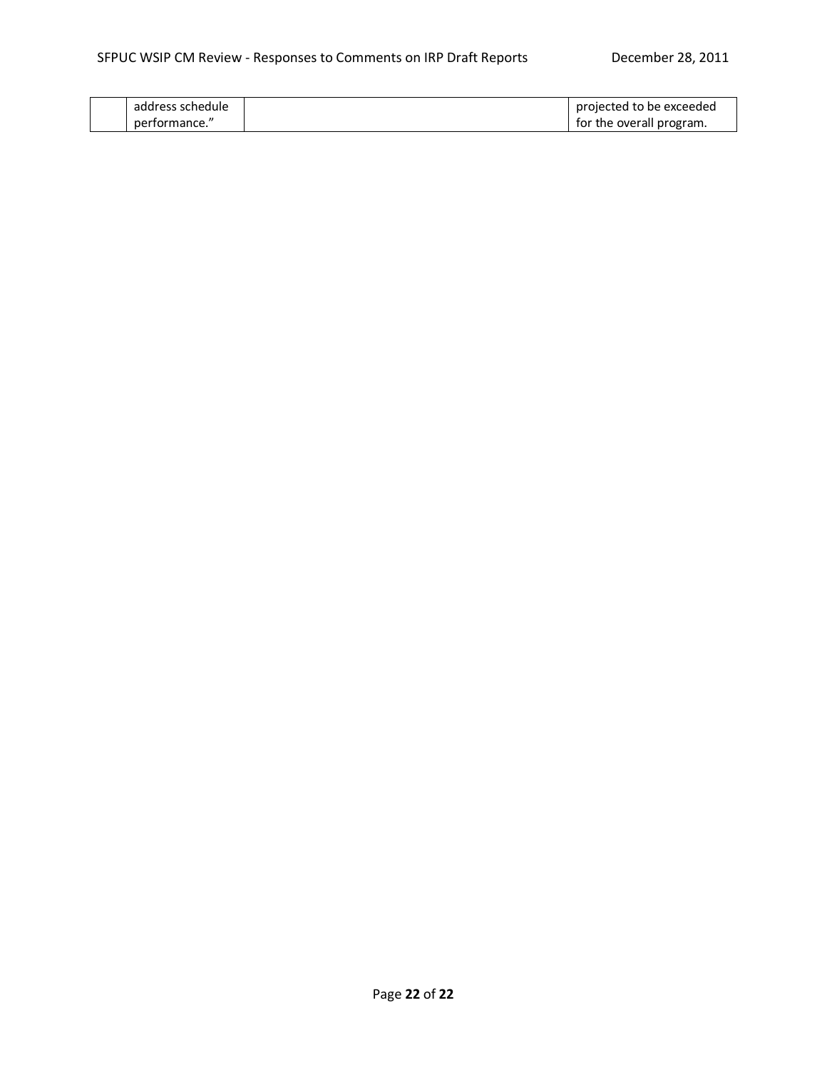| | | | |
|---|---|---|---|
| | address schedule performance." | | projected to be exceeded for the overall program. |